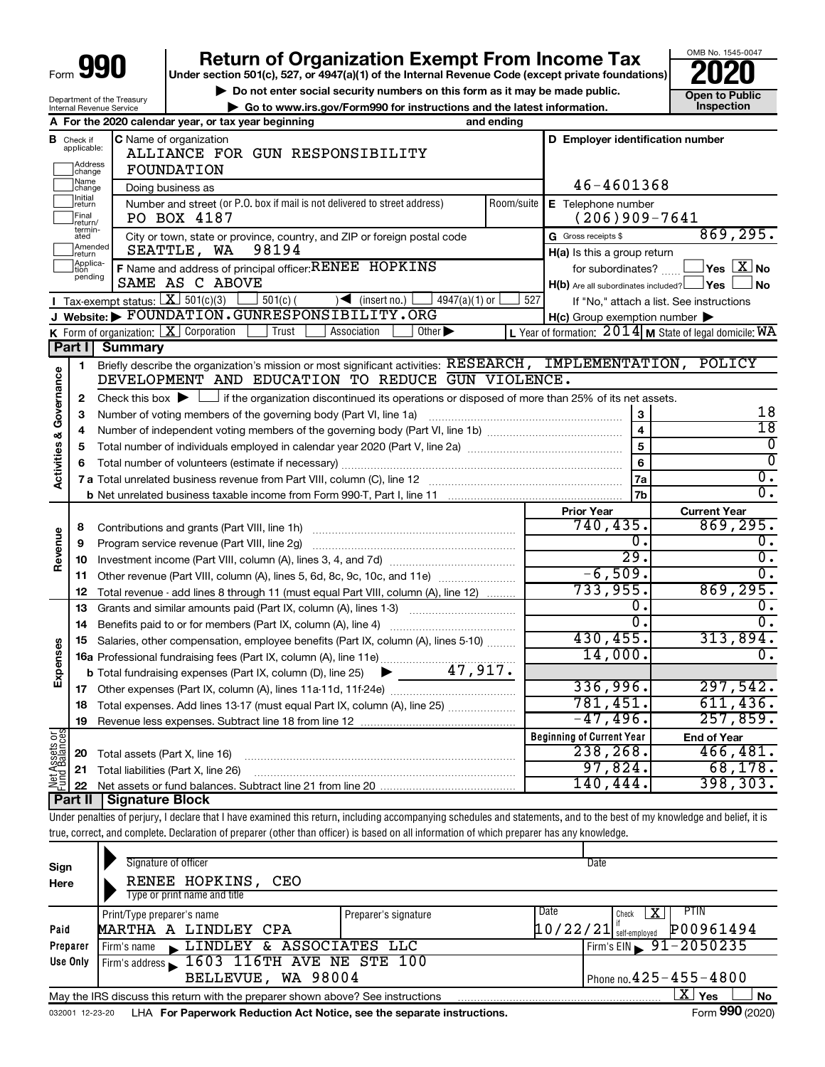Form **990**

# Return of Organization Exempt From Income Tax

**Under section 501(c), 527, or 4947(a)(1) of the Internal Revenue Code (except private foundations)**

▶ Do not enter social security numbers on this form as it may be made public.

▶ Go to www.irs.gov/Form990 for instructions and the latest information.

Department of the Treasury
Internal Revenue Service

OMB No. 1545-0047

**2020**

**Open to Public Inspection**

**A** For the 2020 calendar year, or tax year beginning and ending

**B** Check if applicable: Address change / Name change / Initial return / Final return/terminated / Amended return / Application pending

**C** Name of organization: ALLIANCE FOR GUN RESPONSIBILITY FOUNDATION

Doing business as

Number and street (or P.O. box if mail is not delivered to street address): PO BOX 4187 Room/suite

City or town, state or province, country, and ZIP or foreign postal code: SEATTLE, WA 98194

**D** Employer identification number: 46-4601368

**E** Telephone number: (206)909-7641

**G** Gross receipts $ 869,295.

**F** Name and address of principal officer: RENEE HOPKINS, SAME AS C ABOVE

**H(a)** Is this a group return for subordinates? Yes [ ] No [X]

**H(b)** Are all subordinates included? Yes [ ] No [ ]
If "No," attach a list. See instructions

**H(c)** Group exemption number ▶

**I** Tax-exempt status: [X] 501(c)(3) [ ] 501(c) ( ) ◀ (insert no.) [ ] 4947(a)(1) or [ ] 527

**J** Website: ▶ FOUNDATION.GUNRESPONSIBILITY.ORG

**K** Form of organization: [X] Corporation [ ] Trust [ ] Association [ ] Other ▶

**L** Year of formation: 2014 **M** State of legal domicile: WA

## Part I Summary

**Activities & Governance**

1. Briefly describe the organization's mission or most significant activities: RESEARCH, IMPLEMENTATION, POLICY DEVELOPMENT AND EDUCATION TO REDUCE GUN VIOLENCE.
2. Check this box ▶ [ ] if the organization discontinued its operations or disposed of more than 25% of its net assets.

| | | | |
|---|---|---|---|
| 3 | Number of voting members of the governing body (Part VI, line 1a) | 3 | 18 |
| 4 | Number of independent voting members of the governing body (Part VI, line 1b) | 4 | 18 |
| 5 | Total number of individuals employed in calendar year 2020 (Part V, line 2a) | 5 | 0 |
| 6 | Total number of volunteers (estimate if necessary) | 6 | 0 |
| 7a | Total unrelated business revenue from Part VIII, column (C), line 12 | 7a | 0. |
| b | Net unrelated business taxable income from Form 990-T, Part I, line 11 | 7b | 0. |

| | | | Prior Year | Current Year |
|---|---|---|---|---|
| **Revenue** | 8 | Contributions and grants (Part VIII, line 1h) | 740,435. | 869,295. |
| | 9 | Program service revenue (Part VIII, line 2g) | 0. | 0. |
| | 10 | Investment income (Part VIII, column (A), lines 3, 4, and 7d) | 29. | 0. |
| | 11 | Other revenue (Part VIII, column (A), lines 5, 6d, 8c, 9c, 10c, and 11e) | -6,509. | 0. |
| | 12 | Total revenue - add lines 8 through 11 (must equal Part VIII, column (A), line 12) | 733,955. | 869,295. |
| **Expenses** | 13 | Grants and similar amounts paid (Part IX, column (A), lines 1-3) | 0. | 0. |
| | 14 | Benefits paid to or for members (Part IX, column (A), line 4) | 0. | 0. |
| | 15 | Salaries, other compensation, employee benefits (Part IX, column (A), lines 5-10) | 430,455. | 313,894. |
| | 16a | Professional fundraising fees (Part IX, column (A), line 11e) | 14,000. | 0. |
| | b | Total fundraising expenses (Part IX, column (D), line 25) ▶ 47,917. | | |
| | 17 | Other expenses (Part IX, column (A), lines 11a-11d, 11f-24e) | 336,996. | 297,542. |
| | 18 | Total expenses. Add lines 13-17 (must equal Part IX, column (A), line 25) | 781,451. | 611,436. |
| | 19 | Revenue less expenses. Subtract line 18 from line 12 | -47,496. | 257,859. |
| | | | **Beginning of Current Year** | **End of Year** |
| **Net Assets or Fund Balances** | 20 | Total assets (Part X, line 16) | 238,268. | 466,481. |
| | 21 | Total liabilities (Part X, line 26) | 97,824. | 68,178. |
| | 22 | Net assets or fund balances. Subtract line 21 from line 20 | 140,444. | 398,303. |

## Part II Signature Block

Under penalties of perjury, I declare that I have examined this return, including accompanying schedules and statements, and to the best of my knowledge and belief, it is true, correct, and complete. Declaration of preparer (other than officer) is based on all information of which preparer has any knowledge.

**Sign Here**

Signature of officer | Date

RENEE HOPKINS, CEO
Type or print name and title

**Paid Preparer Use Only**

| Print/Type preparer's name | Preparer's signature | Date | Check [X] if self-employed | PTIN |
|---|---|---|---|---|
| MARTHA A LINDLEY CPA | | 10/22/21 | X | P00961494 |

Firm's name ▶ LINDLEY & ASSOCIATES LLC — Firm's EIN ▶ 91-2050235

Firm's address ▶ 1603 116TH AVE NE STE 100, BELLEVUE, WA 98004 — Phone no. 425-455-4800

May the IRS discuss this return with the preparer shown above? See instructions [X] Yes [ ] No

032001 12-23-20 LHA For Paperwork Reduction Act Notice, see the separate instructions. Form **990** (2020)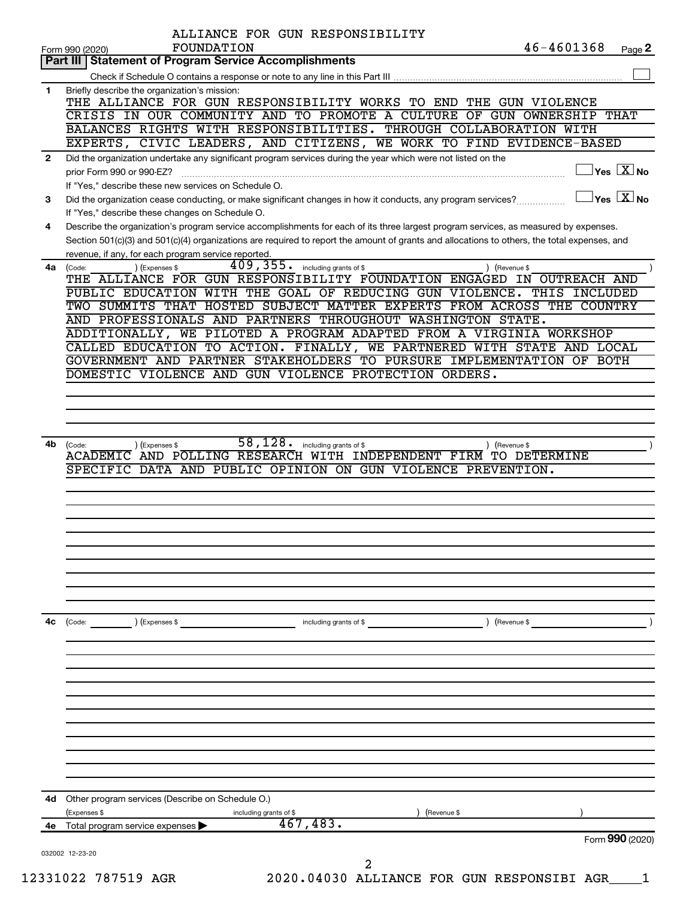ALLIANCE FOR GUN RESPONSIBILITY FOUNDATION 46-4601368

Form 990 (2020) Page **2**

## Part III Statement of Program Service Accomplishments

Check if Schedule O contains a response or note to any line in this Part III ☐

**1** Briefly describe the organization's mission:

THE ALLIANCE FOR GUN RESPONSIBILITY WORKS TO END THE GUN VIOLENCE CRISIS IN OUR COMMUNITY AND TO PROMOTE A CULTURE OF GUN OWNERSHIP THAT BALANCES RIGHTS WITH RESPONSIBILITIES. THROUGH COLLABORATION WITH EXPERTS, CIVIC LEADERS, AND CITIZENS, WE WORK TO FIND EVIDENCE-BASED

**2** Did the organization undertake any significant program services during the year which were not listed on the prior Form 990 or 990-EZ? ☐ Yes ☒ No

If "Yes," describe these new services on Schedule O.

**3** Did the organization cease conducting, or make significant changes in how it conducts, any program services? ☐ Yes ☒ No

If "Yes," describe these changes on Schedule O.

**4** Describe the organization's program service accomplishments for each of its three largest program services, as measured by expenses. Section 501(c)(3) and 501(c)(4) organizations are required to report the amount of grants and allocations to others, the total expenses, and revenue, if any, for each program service reported.

**4a** (Code: ) (Expenses $ 409,355. including grants of $ ) (Revenue $ )

THE ALLIANCE FOR GUN RESPONSIBILITY FOUNDATION ENGAGED IN OUTREACH AND PUBLIC EDUCATION WITH THE GOAL OF REDUCING GUN VIOLENCE. THIS INCLUDED TWO SUMMITS THAT HOSTED SUBJECT MATTER EXPERTS FROM ACROSS THE COUNTRY AND PROFESSIONALS AND PARTNERS THROUGHOUT WASHINGTON STATE. ADDITIONALLY, WE PILOTED A PROGRAM ADAPTED FROM A VIRGINIA WORKSHOP CALLED EDUCATION TO ACTION. FINALLY, WE PARTNERED WITH STATE AND LOCAL GOVERNMENT AND PARTNER STAKEHOLDERS TO PURSUE IMPLEMENTATION OF BOTH DOMESTIC VIOLENCE AND GUN VIOLENCE PROTECTION ORDERS.

**4b** (Code: ) (Expenses $ 58,128. including grants of $ ) (Revenue $ )

ACADEMIC AND POLLING RESEARCH WITH INDEPENDENT FIRM TO DETERMINE SPECIFIC DATA AND PUBLIC OPINION ON GUN VIOLENCE PREVENTION.

**4c** (Code: ) (Expenses $ including grants of $ ) (Revenue $ )

**4d** Other program services (Describe on Schedule O.)

(Expenses $ including grants of $ ) (Revenue $ )

**4e** Total program service expenses ▶ 467,483.

Form **990** (2020)

032002 12-23-20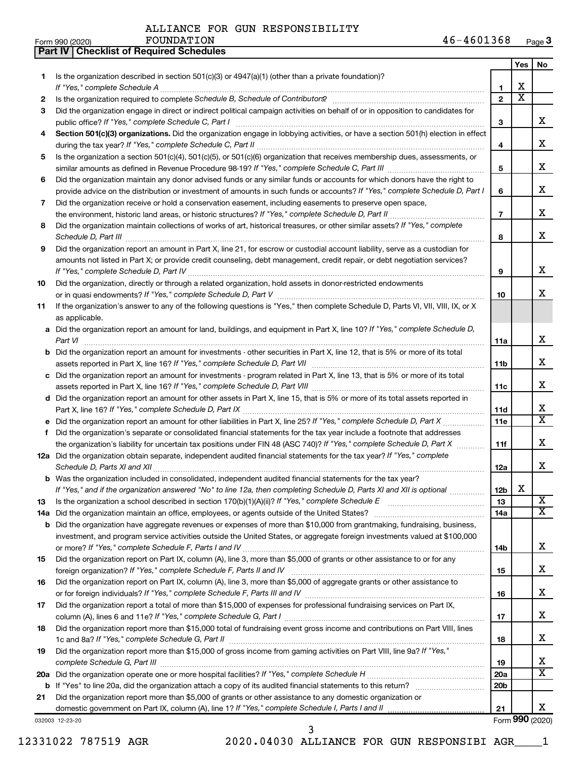ALLIANCE FOR GUN RESPONSIBILITY FOUNDATION 46-4601368

## Part IV | Checklist of Required Schedules

| | | | Yes | No |
|---|---|---|---|---|
| 1 | Is the organization described in section 501(c)(3) or 4947(a)(1) (other than a private foundation)? *If "Yes," complete Schedule A* | 1 | X | |
| 2 | Is the organization required to complete *Schedule B, Schedule of Contributors*? | 2 | X | |
| 3 | Did the organization engage in direct or indirect political campaign activities on behalf of or in opposition to candidates for public office? *If "Yes," complete Schedule C, Part I* | 3 | | X |
| 4 | **Section 501(c)(3) organizations.** Did the organization engage in lobbying activities, or have a section 501(h) election in effect during the tax year? *If "Yes," complete Schedule C, Part II* | 4 | | X |
| 5 | Is the organization a section 501(c)(4), 501(c)(5), or 501(c)(6) organization that receives membership dues, assessments, or similar amounts as defined in Revenue Procedure 98-19? *If "Yes," complete Schedule C, Part III* | 5 | | X |
| 6 | Did the organization maintain any donor advised funds or any similar funds or accounts for which donors have the right to provide advice on the distribution or investment of amounts in such funds or accounts? *If "Yes," complete Schedule D, Part I* | 6 | | X |
| 7 | Did the organization receive or hold a conservation easement, including easements to preserve open space, the environment, historic land areas, or historic structures? *If "Yes," complete Schedule D, Part II* | 7 | | X |
| 8 | Did the organization maintain collections of works of art, historical treasures, or other similar assets? *If "Yes," complete Schedule D, Part III* | 8 | | X |
| 9 | Did the organization report an amount in Part X, line 21, for escrow or custodial account liability, serve as a custodian for amounts not listed in Part X; or provide credit counseling, debt management, credit repair, or debt negotiation services? *If "Yes," complete Schedule D, Part IV* | 9 | | X |
| 10 | Did the organization, directly or through a related organization, hold assets in donor-restricted endowments or in quasi endowments? *If "Yes," complete Schedule D, Part V* | 10 | | X |
| 11 | If the organization's answer to any of the following questions is "Yes," then complete Schedule D, Parts VI, VII, VIII, IX, or X as applicable. | | | |
| a | Did the organization report an amount for land, buildings, and equipment in Part X, line 10? *If "Yes," complete Schedule D, Part VI* | 11a | | X |
| b | Did the organization report an amount for investments - other securities in Part X, line 12, that is 5% or more of its total assets reported in Part X, line 16? *If "Yes," complete Schedule D, Part VII* | 11b | | X |
| c | Did the organization report an amount for investments - program related in Part X, line 13, that is 5% or more of its total assets reported in Part X, line 16? *If "Yes," complete Schedule D, Part VIII* | 11c | | X |
| d | Did the organization report an amount for other assets in Part X, line 15, that is 5% or more of its total assets reported in Part X, line 16? *If "Yes," complete Schedule D, Part IX* | 11d | | X |
| e | Did the organization report an amount for other liabilities in Part X, line 25? *If "Yes," complete Schedule D, Part X* | 11e | | X |
| f | Did the organization's separate or consolidated financial statements for the tax year include a footnote that addresses the organization's liability for uncertain tax positions under FIN 48 (ASC 740)? *If "Yes," complete Schedule D, Part X* | 11f | | X |
| 12a | Did the organization obtain separate, independent audited financial statements for the tax year? *If "Yes," complete Schedule D, Parts XI and XII* | 12a | | X |
| b | Was the organization included in consolidated, independent audited financial statements for the tax year? *If "Yes," and if the organization answered "No" to line 12a, then completing Schedule D, Parts XI and XII is optional* | 12b | X | |
| 13 | Is the organization a school described in section 170(b)(1)(A)(ii)? *If "Yes," complete Schedule E* | 13 | | X |
| 14a | Did the organization maintain an office, employees, or agents outside of the United States? | 14a | | X |
| b | Did the organization have aggregate revenues or expenses of more than $10,000 from grantmaking, fundraising, business, investment, and program service activities outside the United States, or aggregate foreign investments valued at $100,000 or more? *If "Yes," complete Schedule F, Parts I and IV* | 14b | | X |
| 15 | Did the organization report on Part IX, column (A), line 3, more than $5,000 of grants or other assistance to or for any foreign organization? *If "Yes," complete Schedule F, Parts II and IV* | 15 | | X |
| 16 | Did the organization report on Part IX, column (A), line 3, more than $5,000 of aggregate grants or other assistance to or for foreign individuals? *If "Yes," complete Schedule F, Parts III and IV* | 16 | | X |
| 17 | Did the organization report a total of more than $15,000 of expenses for professional fundraising services on Part IX, column (A), lines 6 and 11e? *If "Yes," complete Schedule G, Part I* | 17 | | X |
| 18 | Did the organization report more than $15,000 total of fundraising event gross income and contributions on Part VIII, lines 1c and 8a? *If "Yes," complete Schedule G, Part II* | 18 | | X |
| 19 | Did the organization report more than $15,000 of gross income from gaming activities on Part VIII, line 9a? *If "Yes," complete Schedule G, Part III* | 19 | | X |
| 20a | Did the organization operate one or more hospital facilities? *If "Yes," complete Schedule H* | 20a | | X |
| b | If "Yes" to line 20a, did the organization attach a copy of its audited financial statements to this return? | 20b | | |
| 21 | Did the organization report more than $5,000 of grants or other assistance to any domestic organization or domestic government on Part IX, column (A), line 1? *If "Yes," complete Schedule I, Parts I and II* | 21 | | X |

032003 12-23-20

12331022 787519 AGR 2020.04030 ALLIANCE FOR GUN RESPONSIBI AGR____1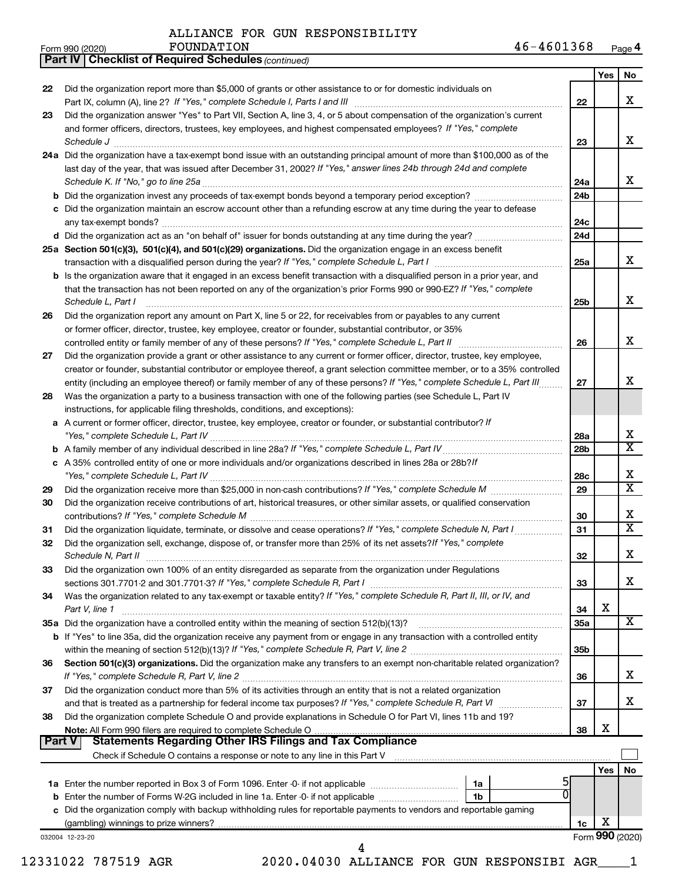ALLIANCE FOR GUN RESPONSIBILITY FOUNDATION 46-4601368

Form 990 (2020) Page 4

**Part IV | Checklist of Required Schedules** *(continued)*

| | | | Yes | No |
|---|---|---|---|---|
| 22 | Did the organization report more than $5,000 of grants or other assistance to or for domestic individuals on Part IX, column (A), line 2? *If "Yes," complete Schedule I, Parts I and III* | 22 | | X |
| 23 | Did the organization answer "Yes" to Part VII, Section A, line 3, 4, or 5 about compensation of the organization's current and former officers, directors, trustees, key employees, and highest compensated employees? *If "Yes," complete Schedule J* | 23 | | X |
| 24a | Did the organization have a tax-exempt bond issue with an outstanding principal amount of more than $100,000 as of the last day of the year, that was issued after December 31, 2002? *If "Yes," answer lines 24b through 24d and complete Schedule K. If "No," go to line 25a* | 24a | | X |
| b | Did the organization invest any proceeds of tax-exempt bonds beyond a temporary period exception? | 24b | | |
| c | Did the organization maintain an escrow account other than a refunding escrow at any time during the year to defease any tax-exempt bonds? | 24c | | |
| d | Did the organization act as an "on behalf of" issuer for bonds outstanding at any time during the year? | 24d | | |
| 25a | **Section 501(c)(3), 501(c)(4), and 501(c)(29) organizations.** Did the organization engage in an excess benefit transaction with a disqualified person during the year? *If "Yes," complete Schedule L, Part I* | 25a | | X |
| b | Is the organization aware that it engaged in an excess benefit transaction with a disqualified person in a prior year, and that the transaction has not been reported on any of the organization's prior Forms 990 or 990-EZ? *If "Yes," complete Schedule L, Part I* | 25b | | X |
| 26 | Did the organization report any amount on Part X, line 5 or 22, for receivables from or payables to any current or former officer, director, trustee, key employee, creator or founder, substantial contributor, or 35% controlled entity or family member of any of these persons? *If "Yes," complete Schedule L, Part II* | 26 | | X |
| 27 | Did the organization provide a grant or other assistance to any current or former officer, director, trustee, key employee, creator or founder, substantial contributor or employee thereof, a grant selection committee member, or to a 35% controlled entity (including an employee thereof) or family member of any of these persons? *If "Yes," complete Schedule L, Part III* | 27 | | X |
| 28 | Was the organization a party to a business transaction with one of the following parties (see Schedule L, Part IV instructions, for applicable filing thresholds, conditions, and exceptions): | | | |
| a | A current or former officer, director, trustee, key employee, creator or founder, or substantial contributor? *If "Yes," complete Schedule L, Part IV* | 28a | | X |
| b | A family member of any individual described in line 28a? *If "Yes," complete Schedule L, Part IV* | 28b | | X |
| c | A 35% controlled entity of one or more individuals and/or organizations described in lines 28a or 28b? *If "Yes," complete Schedule L, Part IV* | 28c | | X |
| 29 | Did the organization receive more than $25,000 in non-cash contributions? *If "Yes," complete Schedule M* | 29 | | X |
| 30 | Did the organization receive contributions of art, historical treasures, or other similar assets, or qualified conservation contributions? *If "Yes," complete Schedule M* | 30 | | X |
| 31 | Did the organization liquidate, terminate, or dissolve and cease operations? *If "Yes," complete Schedule N, Part I* | 31 | | X |
| 32 | Did the organization sell, exchange, dispose of, or transfer more than 25% of its net assets? *If "Yes," complete Schedule N, Part II* | 32 | | X |
| 33 | Did the organization own 100% of an entity disregarded as separate from the organization under Regulations sections 301.7701-2 and 301.7701-3? *If "Yes," complete Schedule R, Part I* | 33 | | X |
| 34 | Was the organization related to any tax-exempt or taxable entity? *If "Yes," complete Schedule R, Part II, III, or IV, and Part V, line 1* | 34 | X | |
| 35a | Did the organization have a controlled entity within the meaning of section 512(b)(13)? | 35a | | X |
| b | If "Yes" to line 35a, did the organization receive any payment from or engage in any transaction with a controlled entity within the meaning of section 512(b)(13)? *If "Yes," complete Schedule R, Part V, line 2* | 35b | | |
| 36 | **Section 501(c)(3) organizations.** Did the organization make any transfers to an exempt non-charitable related organization? *If "Yes," complete Schedule R, Part V, line 2* | 36 | | X |
| 37 | Did the organization conduct more than 5% of its activities through an entity that is not a related organization and that is treated as a partnership for federal income tax purposes? *If "Yes," complete Schedule R, Part VI* | 37 | | X |
| 38 | Did the organization complete Schedule O and provide explanations in Schedule O for Part VI, lines 11b and 19? **Note:** All Form 990 filers are required to complete Schedule O | 38 | X | |

**Part V | Statements Regarding Other IRS Filings and Tax Compliance**

Check if Schedule O contains a response or note to any line in this Part V ☐

| | | | | | Yes | No |
|---|---|---|---|---|---|---|
| 1a | Enter the number reported in Box 3 of Form 1096. Enter -0- if not applicable | 1a | 5 | | | |
| b | Enter the number of Forms W-2G included in line 1a. Enter -0- if not applicable | 1b | 0 | | | |
| c | Did the organization comply with backup withholding rules for reportable payments to vendors and reportable gaming (gambling) winnings to prize winners? | | | 1c | X | |

032004 12-23-20 Form **990** (2020)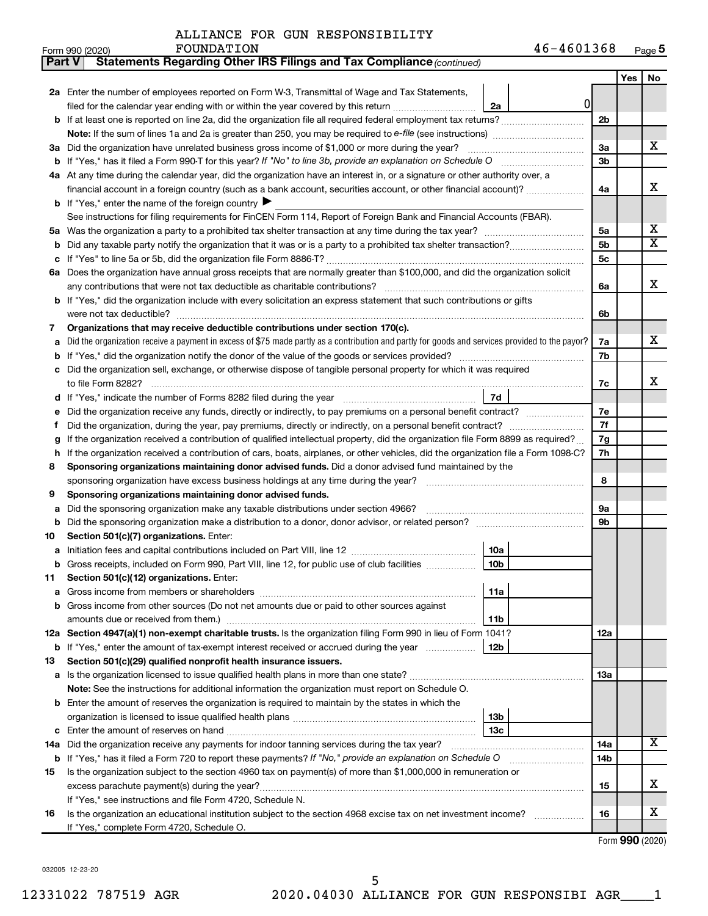ALLIANCE FOR GUN RESPONSIBILITY FOUNDATION 46-4601368

Form 990 (2020) Page 5

**Part V Statements Regarding Other IRS Filings and Tax Compliance** *(continued)*

| | | | | Yes | No |
|---|---|---|---|---|---|
| **2a** | Enter the number of employees reported on Form W-3, Transmittal of Wage and Tax Statements, filed for the calendar year ending with or within the year covered by this return | 2a | 0 | | |
| **b** | If at least one is reported on line 2a, did the organization file all required federal employment tax returns? | | 2b | | |
| | **Note:** If the sum of lines 1a and 2a is greater than 250, you may be required to *e-file* (see instructions) | | | | |
| **3a** | Did the organization have unrelated business gross income of $1,000 or more during the year? | | 3a | | X |
| **b** | If "Yes," has it filed a Form 990-T for this year? *If "No" to line 3b, provide an explanation on Schedule O* | | 3b | | |
| **4a** | At any time during the calendar year, did the organization have an interest in, or a signature or other authority over, a financial account in a foreign country (such as a bank account, securities account, or other financial account)? | | 4a | | X |
| **b** | If "Yes," enter the name of the foreign country ▶ | | | | |
| | See instructions for filing requirements for FinCEN Form 114, Report of Foreign Bank and Financial Accounts (FBAR). | | | | |
| **5a** | Was the organization a party to a prohibited tax shelter transaction at any time during the tax year? | | 5a | | X |
| **b** | Did any taxable party notify the organization that it was or is a party to a prohibited tax shelter transaction? | | 5b | | X |
| **c** | If "Yes" to line 5a or 5b, did the organization file Form 8886-T? | | 5c | | |
| **6a** | Does the organization have annual gross receipts that are normally greater than $100,000, and did the organization solicit any contributions that were not tax deductible as charitable contributions? | | 6a | | X |
| **b** | If "Yes," did the organization include with every solicitation an express statement that such contributions or gifts were not tax deductible? | | 6b | | |
| **7** | **Organizations that may receive deductible contributions under section 170(c).** | | | | |
| **a** | Did the organization receive a payment in excess of $75 made partly as a contribution and partly for goods and services provided to the payor? | | 7a | | X |
| **b** | If "Yes," did the organization notify the donor of the value of the goods or services provided? | | 7b | | |
| **c** | Did the organization sell, exchange, or otherwise dispose of tangible personal property for which it was required to file Form 8282? | | 7c | | X |
| **d** | If "Yes," indicate the number of Forms 8282 filed during the year | 7d | | | |
| **e** | Did the organization receive any funds, directly or indirectly, to pay premiums on a personal benefit contract? | | 7e | | |
| **f** | Did the organization, during the year, pay premiums, directly or indirectly, on a personal benefit contract? | | 7f | | |
| **g** | If the organization received a contribution of qualified intellectual property, did the organization file Form 8899 as required? | | 7g | | |
| **h** | If the organization received a contribution of cars, boats, airplanes, or other vehicles, did the organization file a Form 1098-C? | | 7h | | |
| **8** | **Sponsoring organizations maintaining donor advised funds.** Did a donor advised fund maintained by the sponsoring organization have excess business holdings at any time during the year? | | 8 | | |
| **9** | **Sponsoring organizations maintaining donor advised funds.** | | | | |
| **a** | Did the sponsoring organization make any taxable distributions under section 4966? | | 9a | | |
| **b** | Did the sponsoring organization make a distribution to a donor, donor advisor, or related person? | | 9b | | |
| **10** | **Section 501(c)(7) organizations.** Enter: | | | | |
| **a** | Initiation fees and capital contributions included on Part VIII, line 12 | 10a | | | |
| **b** | Gross receipts, included on Form 990, Part VIII, line 12, for public use of club facilities | 10b | | | |
| **11** | **Section 501(c)(12) organizations.** Enter: | | | | |
| **a** | Gross income from members or shareholders | 11a | | | |
| **b** | Gross income from other sources (Do not net amounts due or paid to other sources against amounts due or received from them.) | 11b | | | |
| **12a** | **Section 4947(a)(1) non-exempt charitable trusts.** Is the organization filing Form 990 in lieu of Form 1041? | | 12a | | |
| **b** | If "Yes," enter the amount of tax-exempt interest received or accrued during the year | 12b | | | |
| **13** | **Section 501(c)(29) qualified nonprofit health insurance issuers.** | | | | |
| **a** | Is the organization licensed to issue qualified health plans in more than one state? | | 13a | | |
| | **Note:** See the instructions for additional information the organization must report on Schedule O. | | | | |
| **b** | Enter the amount of reserves the organization is required to maintain by the states in which the organization is licensed to issue qualified health plans | 13b | | | |
| **c** | Enter the amount of reserves on hand | 13c | | | |
| **14a** | Did the organization receive any payments for indoor tanning services during the tax year? | | 14a | | X |
| **b** | If "Yes," has it filed a Form 720 to report these payments? *If "No," provide an explanation on Schedule O* | | 14b | | |
| **15** | Is the organization subject to the section 4960 tax on payment(s) of more than $1,000,000 in remuneration or excess parachute payment(s) during the year? | | 15 | | X |
| | If "Yes," see instructions and file Form 4720, Schedule N. | | | | |
| **16** | Is the organization an educational institution subject to the section 4968 excise tax on net investment income? | | 16 | | X |
| | If "Yes," complete Form 4720, Schedule O. | | | | |

Form **990** (2020)

032005 12-23-20

12331022 787519 AGR 2020.04030 ALLIANCE FOR GUN RESPONSIBI AGR____1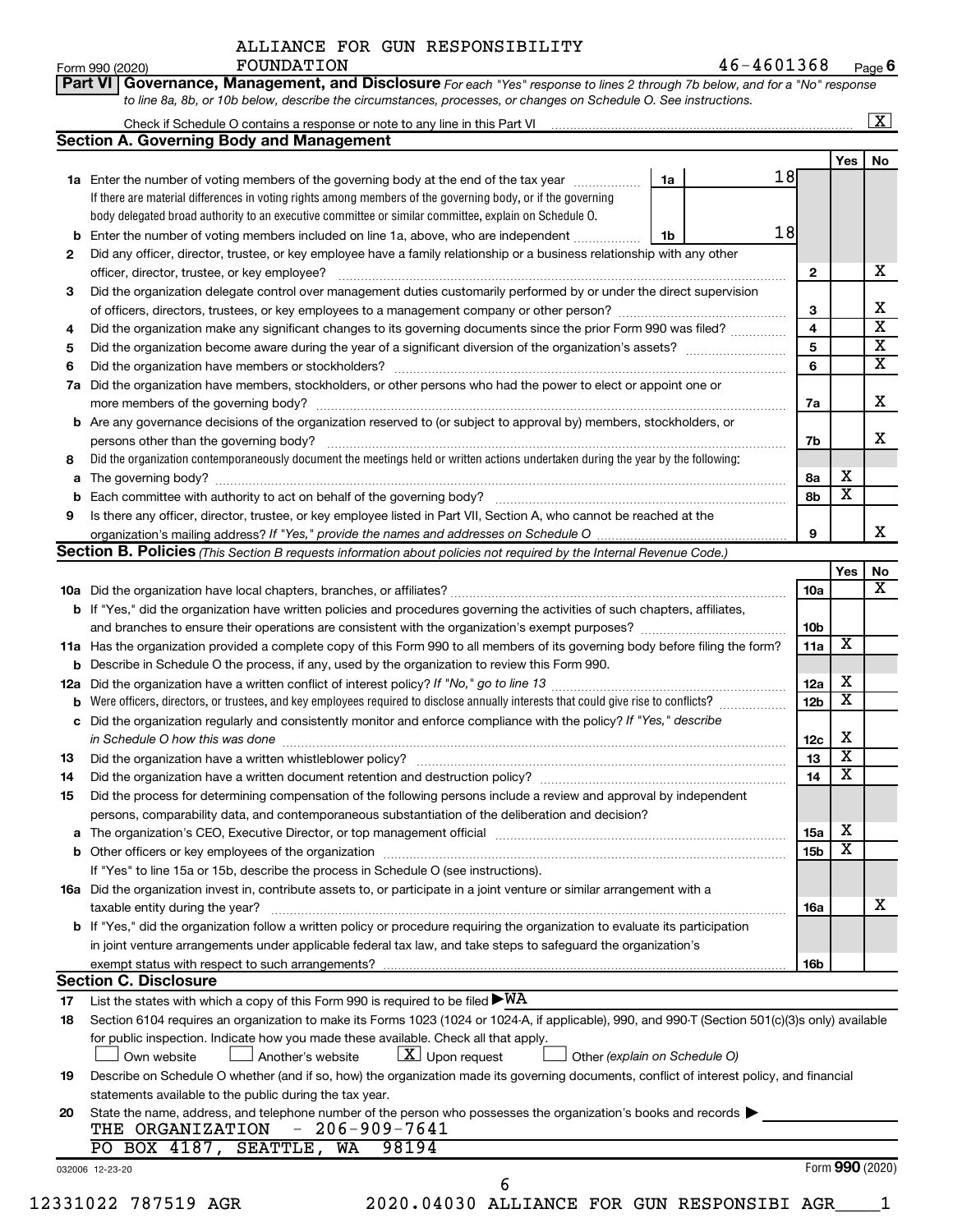ALLIANCE FOR GUN RESPONSIBILITY FOUNDATION 46-4601368

Form 990 (2020) Page **6**

**Part VI Governance, Management, and Disclosure** *For each "Yes" response to lines 2 through 7b below, and for a "No" response to line 8a, 8b, or 10b below, describe the circumstances, processes, or changes on Schedule O. See instructions.*

Check if Schedule O contains a response or note to any line in this Part VI [X]

## Section A. Governing Body and Management

| | | | Yes | No |
|---|---|---|---|---|
| 1a | Enter the number of voting members of the governing body at the end of the tax year ... 1a: 18. If there are material differences in voting rights among members of the governing body, or if the governing body delegated broad authority to an executive committee or similar committee, explain on Schedule O. | | | |
| b | Enter the number of voting members included on line 1a, above, who are independent ... 1b: 18 | | | |
| 2 | Did any officer, director, trustee, or key employee have a family relationship or a business relationship with any other officer, director, trustee, or key employee? | 2 | | X |
| 3 | Did the organization delegate control over management duties customarily performed by or under the direct supervision of officers, directors, trustees, or key employees to a management company or other person? | 3 | | X |
| 4 | Did the organization make any significant changes to its governing documents since the prior Form 990 was filed? | 4 | | X |
| 5 | Did the organization become aware during the year of a significant diversion of the organization's assets? | 5 | | X |
| 6 | Did the organization have members or stockholders? | 6 | | X |
| 7a | Did the organization have members, stockholders, or other persons who had the power to elect or appoint one or more members of the governing body? | 7a | | X |
| b | Are any governance decisions of the organization reserved to (or subject to approval by) members, stockholders, or persons other than the governing body? | 7b | | X |
| 8 | Did the organization contemporaneously document the meetings held or written actions undertaken during the year by the following: | | | |
| a | The governing body? | 8a | X | |
| b | Each committee with authority to act on behalf of the governing body? | 8b | X | |
| 9 | Is there any officer, director, trustee, or key employee listed in Part VII, Section A, who cannot be reached at the organization's mailing address? *If "Yes," provide the names and addresses on Schedule O* | 9 | | X |

## Section B. Policies *(This Section B requests information about policies not required by the Internal Revenue Code.)*

| | | | Yes | No |
|---|---|---|---|---|
| 10a | Did the organization have local chapters, branches, or affiliates? | 10a | | X |
| b | If "Yes," did the organization have written policies and procedures governing the activities of such chapters, affiliates, and branches to ensure their operations are consistent with the organization's exempt purposes? | 10b | | |
| 11a | Has the organization provided a complete copy of this Form 990 to all members of its governing body before filing the form? | 11a | X | |
| b | Describe in Schedule O the process, if any, used by the organization to review this Form 990. | | | |
| 12a | Did the organization have a written conflict of interest policy? *If "No," go to line 13* | 12a | X | |
| b | Were officers, directors, or trustees, and key employees required to disclose annually interests that could give rise to conflicts? | 12b | X | |
| c | Did the organization regularly and consistently monitor and enforce compliance with the policy? *If "Yes," describe in Schedule O how this was done* | 12c | X | |
| 13 | Did the organization have a written whistleblower policy? | 13 | X | |
| 14 | Did the organization have a written document retention and destruction policy? | 14 | X | |
| 15 | Did the process for determining compensation of the following persons include a review and approval by independent persons, comparability data, and contemporaneous substantiation of the deliberation and decision? | | | |
| a | The organization's CEO, Executive Director, or top management official | 15a | X | |
| b | Other officers or key employees of the organization | 15b | X | |
| | If "Yes" to line 15a or 15b, describe the process in Schedule O (see instructions). | | | |
| 16a | Did the organization invest in, contribute assets to, or participate in a joint venture or similar arrangement with a taxable entity during the year? | 16a | | X |
| b | If "Yes," did the organization follow a written policy or procedure requiring the organization to evaluate its participation in joint venture arrangements under applicable federal tax law, and take steps to safeguard the organization's exempt status with respect to such arrangements? | 16b | | |

## Section C. Disclosure

17 List the states with which a copy of this Form 990 is required to be filed ▶WA

18 Section 6104 requires an organization to make its Forms 1023 (1024 or 1024-A, if applicable), 990, and 990-T (Section 501(c)(3)s only) available for public inspection. Indicate how you made these available. Check all that apply.

[ ] Own website [ ] Another's website [X] Upon request [ ] Other *(explain on Schedule O)*

19 Describe on Schedule O whether (and if so, how) the organization made its governing documents, conflict of interest policy, and financial statements available to the public during the tax year.

20 State the name, address, and telephone number of the person who possesses the organization's books and records ▶

THE ORGANIZATION - 206-909-7641
PO BOX 4187, SEATTLE, WA 98194

032006 12-23-20 Form **990** (2020)

12331022 787519 AGR 2020.04030 ALLIANCE FOR GUN RESPONSIBI AGR____1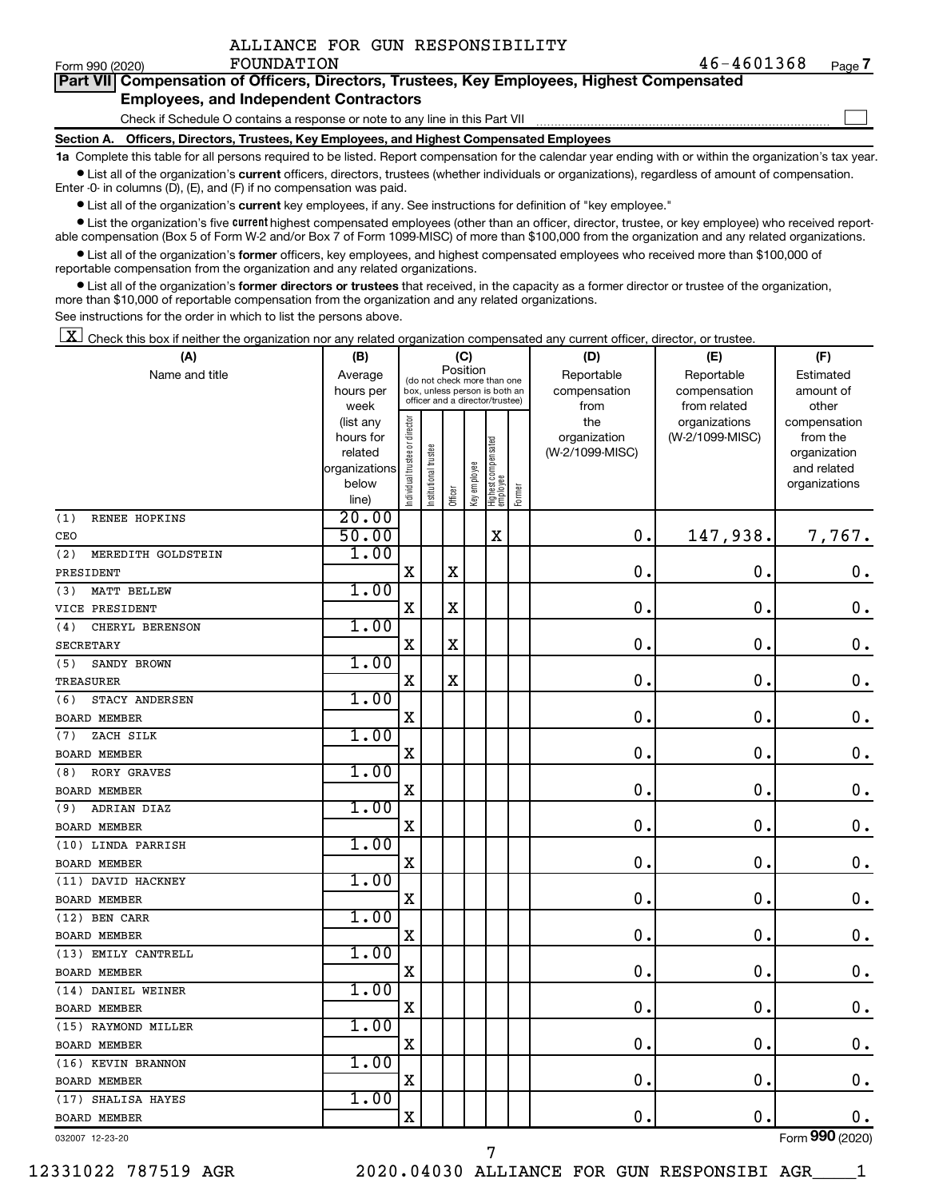ALLIANCE FOR GUN RESPONSIBILITY FOUNDATION 46-4601368

## Part VII Compensation of Officers, Directors, Trustees, Key Employees, Highest Compensated Employees, and Independent Contractors

Check if Schedule O contains a response or note to any line in this Part VII ☐

### Section A. Officers, Directors, Trustees, Key Employees, and Highest Compensated Employees

**1a** Complete this table for all persons required to be listed. Report compensation for the calendar year ending with or within the organization's tax year.

- List all of the organization's **current** officers, directors, trustees (whether individuals or organizations), regardless of amount of compensation. Enter -0- in columns (D), (E), and (F) if no compensation was paid.
- List all of the organization's **current** key employees, if any. See instructions for definition of "key employee."
- List the organization's five **current** highest compensated employees (other than an officer, director, trustee, or key employee) who received reportable compensation (Box 5 of Form W-2 and/or Box 7 of Form 1099-MISC) of more than $100,000 from the organization and any related organizations.
- List all of the organization's **former** officers, key employees, and highest compensated employees who received more than $100,000 of reportable compensation from the organization and any related organizations.
- List all of the organization's **former directors or trustees** that received, in the capacity as a former director or trustee of the organization, more than $10,000 of reportable compensation from the organization and any related organizations.

See instructions for the order in which to list the persons above.

☒ Check this box if neither the organization nor any related organization compensated any current officer, director, or trustee.

| (A) Name and title | (B) Average hours per week (list any hours for related organizations below line) | (C) Position: Individual trustee or director | Institutional trustee | Officer | Key employee | Highest compensated employee | Former | (D) Reportable compensation from the organization (W-2/1099-MISC) | (E) Reportable compensation from related organizations (W-2/1099-MISC) | (F) Estimated amount of other compensation from the organization and related organizations |
|---|---|---|---|---|---|---|---|---|---|---|
| (1) RENEE HOPKINS<br>CEO | 20.00<br>50.00 | | | | | X | | 0. | 147,938. | 7,767. |
| (2) MEREDITH GOLDSTEIN<br>PRESIDENT | 1.00 | X | | X | | | | 0. | 0. | 0. |
| (3) MATT BELLEW<br>VICE PRESIDENT | 1.00 | X | | X | | | | 0. | 0. | 0. |
| (4) CHERYL BERENSON<br>SECRETARY | 1.00 | X | | X | | | | 0. | 0. | 0. |
| (5) SANDY BROWN<br>TREASURER | 1.00 | X | | X | | | | 0. | 0. | 0. |
| (6) STACY ANDERSEN<br>BOARD MEMBER | 1.00 | X | | | | | | 0. | 0. | 0. |
| (7) ZACH SILK<br>BOARD MEMBER | 1.00 | X | | | | | | 0. | 0. | 0. |
| (8) RORY GRAVES<br>BOARD MEMBER | 1.00 | X | | | | | | 0. | 0. | 0. |
| (9) ADRIAN DIAZ<br>BOARD MEMBER | 1.00 | X | | | | | | 0. | 0. | 0. |
| (10) LINDA PARRISH<br>BOARD MEMBER | 1.00 | X | | | | | | 0. | 0. | 0. |
| (11) DAVID HACKNEY<br>BOARD MEMBER | 1.00 | X | | | | | | 0. | 0. | 0. |
| (12) BEN CARR<br>BOARD MEMBER | 1.00 | X | | | | | | 0. | 0. | 0. |
| (13) EMILY CANTRELL<br>BOARD MEMBER | 1.00 | X | | | | | | 0. | 0. | 0. |
| (14) DANIEL WEINER<br>BOARD MEMBER | 1.00 | X | | | | | | 0. | 0. | 0. |
| (15) RAYMOND MILLER<br>BOARD MEMBER | 1.00 | X | | | | | | 0. | 0. | 0. |
| (16) KEVIN BRANNON<br>BOARD MEMBER | 1.00 | X | | | | | | 0. | 0. | 0. |
| (17) SHALISA HAYES<br>BOARD MEMBER | 1.00 | X | | | | | | 0. | 0. | 0. |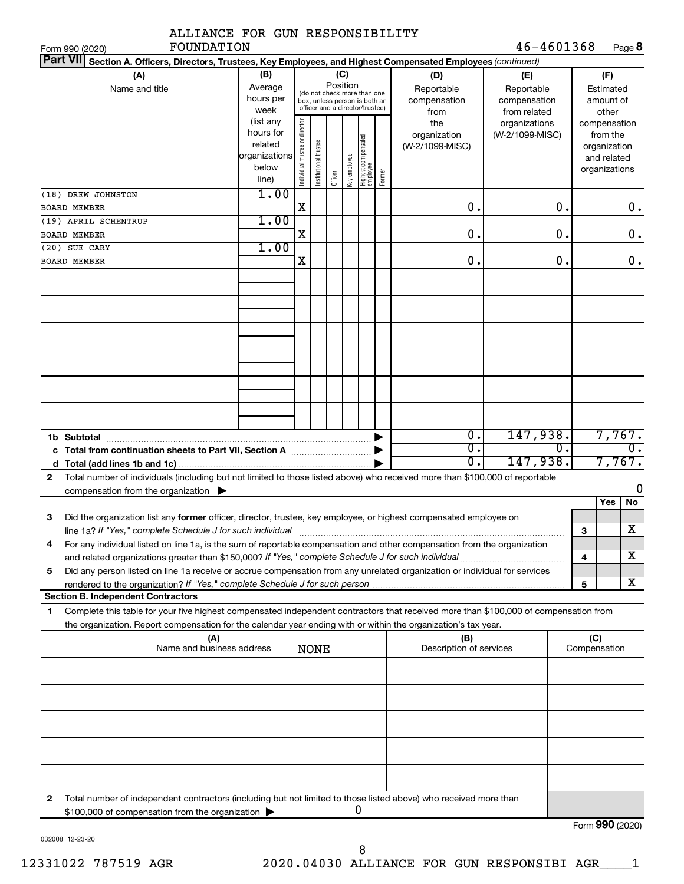ALLIANCE FOR GUN RESPONSIBILITY FOUNDATION 46-4601368

Form 990 (2020) Page **8**

**Part VII** Section A. Officers, Directors, Trustees, Key Employees, and Highest Compensated Employees *(continued)*

| (A) Name and title | (B) Average hours per week (list any hours for related organizations below line) | (C) Position: Individual trustee or director | Institutional trustee | Officer | Key employee | Highest compensated employee | Former | (D) Reportable compensation from the organization (W-2/1099-MISC) | (E) Reportable compensation from related organizations (W-2/1099-MISC) | (F) Estimated amount of other compensation from the organization and related organizations |
|---|---|---|---|---|---|---|---|---|---|---|
| (18) DREW JOHNSTON<br>BOARD MEMBER | 1.00 | X | | | | | | 0. | 0. | 0. |
| (19) APRIL SCHENTRUP<br>BOARD MEMBER | 1.00 | X | | | | | | 0. | 0. | 0. |
| (20) SUE CARY<br>BOARD MEMBER | 1.00 | X | | | | | | 0. | 0. | 0. |

| | | (D) | (E) | (F) |
|---|---|---|---|---|
| 1b | Subtotal | 0. | 147,938. | 7,767. |
| c | Total from continuation sheets to Part VII, Section A | 0. | 0. | 0. |
| d | Total (add lines 1b and 1c) | 0. | 147,938. | 7,767. |

**2** Total number of individuals (including but not limited to those listed above) who received more than $100,000 of reportable compensation from the organization ▶ 0

| | | | Yes | No |
|---|---|---|---|---|
| 3 | Did the organization list any **former** officer, director, trustee, key employee, or highest compensated employee on line 1a? *If "Yes," complete Schedule J for such individual* | 3 | | X |
| 4 | For any individual listed on line 1a, is the sum of reportable compensation and other compensation from the organization and related organizations greater than $150,000? *If "Yes," complete Schedule J for such individual* | 4 | | X |
| 5 | Did any person listed on line 1a receive or accrue compensation from any unrelated organization or individual for services rendered to the organization? *If "Yes," complete Schedule J for such person* | 5 | | X |

**Section B. Independent Contractors**

**1** Complete this table for your five highest compensated independent contractors that received more than $100,000 of compensation from the organization. Report compensation for the calendar year ending with or within the organization's tax year.

| (A) Name and business address | (B) Description of services | (C) Compensation |
|---|---|---|
| NONE | | |

**2** Total number of independent contractors (including but not limited to those listed above) who received more than $100,000 of compensation from the organization ▶ 0

Form **990** (2020)

032008 12-23-20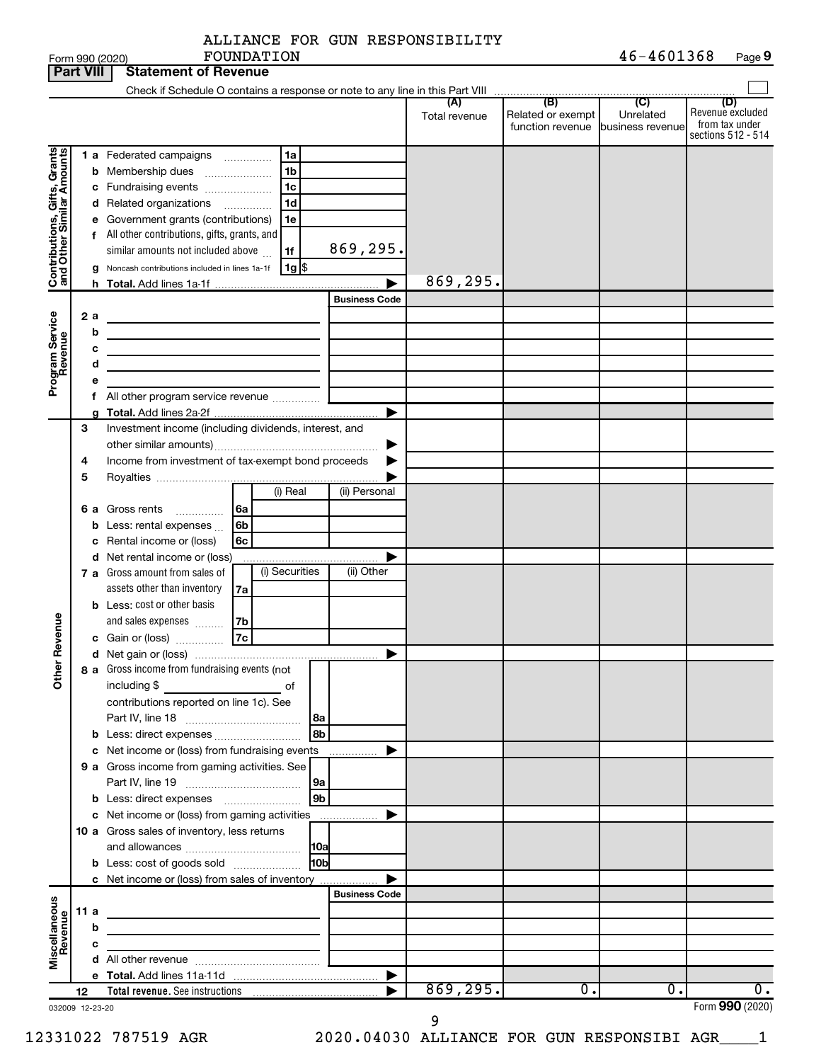ALLIANCE FOR GUN RESPONSIBILITY FOUNDATION 46-4601368

Form 990 (2020)

**Part VIII Statement of Revenue**

Check if Schedule O contains a response or note to any line in this Part VIII

| | | | | (A) Total revenue | (B) Related or exempt function revenue | (C) Unrelated business revenue | (D) Revenue excluded from tax under sections 512 - 514 |
|---|---|---|---|---|---|---|---|
| **Contributions, Gifts, Grants and Other Similar Amounts** | 1 a Federated campaigns | 1a | | | | | |
| | b Membership dues | 1b | | | | | |
| | c Fundraising events | 1c | | | | | |
| | d Related organizations | 1d | | | | | |
| | e Government grants (contributions) | 1e | | | | | |
| | f All other contributions, gifts, grants, and similar amounts not included above | 1f | 869,295. | | | | |
| | g Noncash contributions included in lines 1a-1f | 1g | $ | | | | |
| | h **Total.** Add lines 1a-1f | | | 869,295. | | | |
| **Program Service Revenue** | | | Business Code | | | | |
| | 2 a | | | | | | |
| | b | | | | | | |
| | c | | | | | | |
| | d | | | | | | |
| | e | | | | | | |
| | f All other program service revenue | | | | | | |
| | g **Total.** Add lines 2a-2f | | | | | | |
| **Other Revenue** | 3 Investment income (including dividends, interest, and other similar amounts) | | | | | | |
| | 4 Income from investment of tax-exempt bond proceeds | | | | | | |
| | 5 Royalties | | | | | | |
| | | (i) Real | (ii) Personal | | | | |
| | 6 a Gross rents 6a | | | | | | |
| | b Less: rental expenses 6b | | | | | | |
| | c Rental income or (loss) 6c | | | | | | |
| | d Net rental income or (loss) | | | | | | |
| | | (i) Securities | (ii) Other | | | | |
| | 7 a Gross amount from sales of assets other than inventory 7a | | | | | | |
| | b Less: cost or other basis and sales expenses 7b | | | | | | |
| | c Gain or (loss) 7c | | | | | | |
| | d Net gain or (loss) | | | | | | |
| | 8 a Gross income from fundraising events (not including $ ______ of contributions reported on line 1c). See Part IV, line 18 | 8a | | | | | |
| | b Less: direct expenses | 8b | | | | | |
| | c Net income or (loss) from fundraising events | | | | | | |
| | 9 a Gross income from gaming activities. See Part IV, line 19 | 9a | | | | | |
| | b Less: direct expenses | 9b | | | | | |
| | c Net income or (loss) from gaming activities | | | | | | |
| | 10 a Gross sales of inventory, less returns and allowances | 10a | | | | | |
| | b Less: cost of goods sold | 10b | | | | | |
| | c Net income or (loss) from sales of inventory | | | | | | |
| **Miscellaneous Revenue** | | | Business Code | | | | |
| | 11 a | | | | | | |
| | b | | | | | | |
| | c | | | | | | |
| | d All other revenue | | | | | | |
| | e **Total.** Add lines 11a-11d | | | | | | |
| | 12 **Total revenue.** See instructions | | | 869,295. | 0. | 0. | 0. |

032009 12-23-20

Form **990** (2020)

12331022 787519 AGR 2020.04030 ALLIANCE FOR GUN RESPONSIBI AGR____1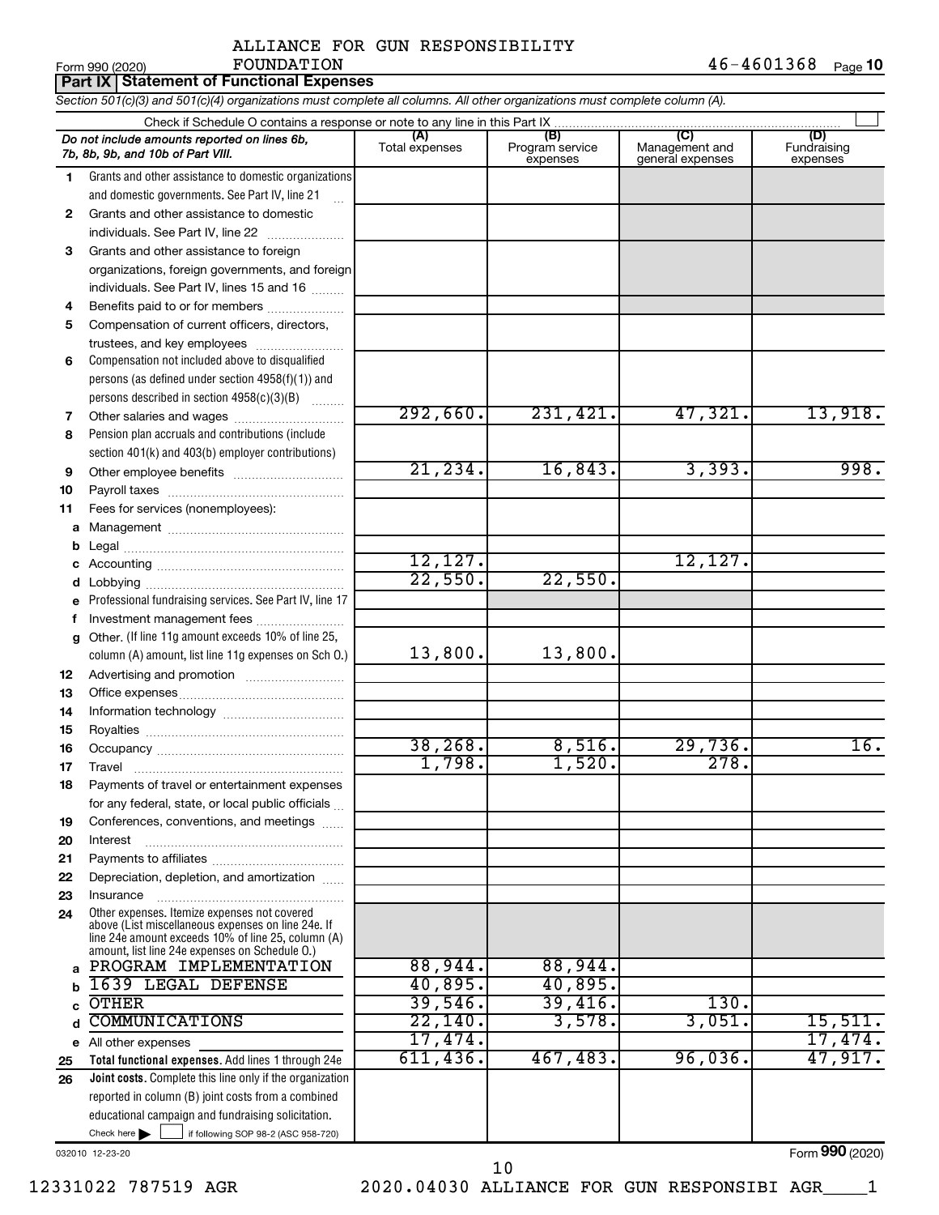ALLIANCE FOR GUN RESPONSIBILITY FOUNDATION

Form 990 (2020) 46-4601368 Page 10

**Part IX Statement of Functional Expenses**

*Section 501(c)(3) and 501(c)(4) organizations must complete all columns. All other organizations must complete column (A).*

Check if Schedule O contains a response or note to any line in this Part IX ☐

| | *Do not include amounts reported on lines 6b, 7b, 8b, 9b, and 10b of Part VIII.* | (A) Total expenses | (B) Program service expenses | (C) Management and general expenses | (D) Fundraising expenses |
|---|---|---|---|---|---|
| 1 | Grants and other assistance to domestic organizations and domestic governments. See Part IV, line 21 | | | | |
| 2 | Grants and other assistance to domestic individuals. See Part IV, line 22 | | | | |
| 3 | Grants and other assistance to foreign organizations, foreign governments, and foreign individuals. See Part IV, lines 15 and 16 | | | | |
| 4 | Benefits paid to or for members | | | | |
| 5 | Compensation of current officers, directors, trustees, and key employees | | | | |
| 6 | Compensation not included above to disqualified persons (as defined under section 4958(f)(1)) and persons described in section 4958(c)(3)(B) | | | | |
| 7 | Other salaries and wages | 292,660. | 231,421. | 47,321. | 13,918. |
| 8 | Pension plan accruals and contributions (include section 401(k) and 403(b) employer contributions) | | | | |
| 9 | Other employee benefits | 21,234. | 16,843. | 3,393. | 998. |
| 10 | Payroll taxes | | | | |
| 11 | Fees for services (nonemployees): | | | | |
| a | Management | | | | |
| b | Legal | | | | |
| c | Accounting | 12,127. | | 12,127. | |
| d | Lobbying | 22,550. | 22,550. | | |
| e | Professional fundraising services. See Part IV, line 17 | | | | |
| f | Investment management fees | | | | |
| g | Other. (If line 11g amount exceeds 10% of line 25, column (A) amount, list line 11g expenses on Sch O.) | 13,800. | 13,800. | | |
| 12 | Advertising and promotion | | | | |
| 13 | Office expenses | | | | |
| 14 | Information technology | | | | |
| 15 | Royalties | | | | |
| 16 | Occupancy | 38,268. | 8,516. | 29,736. | 16. |
| 17 | Travel | 1,798. | 1,520. | 278. | |
| 18 | Payments of travel or entertainment expenses for any federal, state, or local public officials | | | | |
| 19 | Conferences, conventions, and meetings | | | | |
| 20 | Interest | | | | |
| 21 | Payments to affiliates | | | | |
| 22 | Depreciation, depletion, and amortization | | | | |
| 23 | Insurance | | | | |
| 24 | Other expenses. Itemize expenses not covered above (List miscellaneous expenses on line 24e. If line 24e amount exceeds 10% of line 25, column (A) amount, list line 24e expenses on Schedule O.) | | | | |
| a | PROGRAM IMPLEMENTATION | 88,944. | 88,944. | | |
| b | 1639 LEGAL DEFENSE | 40,895. | 40,895. | | |
| c | OTHER | 39,546. | 39,416. | 130. | |
| d | COMMUNICATIONS | 22,140. | 3,578. | 3,051. | 15,511. |
| e | All other expenses | 17,474. | | | 17,474. |
| 25 | **Total functional expenses.** Add lines 1 through 24e | 611,436. | 467,483. | 96,036. | 47,917. |
| 26 | **Joint costs.** Complete this line only if the organization reported in column (B) joint costs from a combined educational campaign and fundraising solicitation. Check here ☐ if following SOP 98-2 (ASC 958-720) | | | | |

032010 12-23-20

Form **990** (2020)

12331022 787519 AGR 2020.04030 ALLIANCE FOR GUN RESPONSIBI AGR____1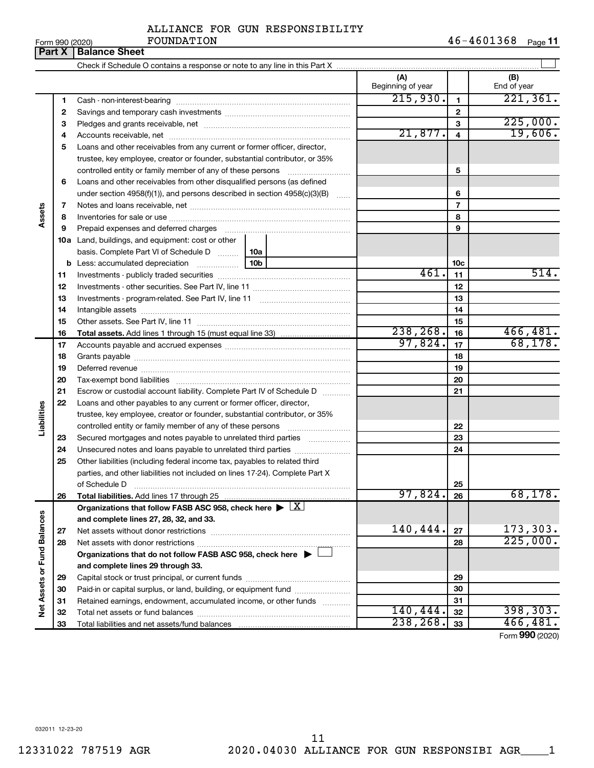ALLIANCE FOR GUN RESPONSIBILITY FOUNDATION 46-4601368

Form 990 (2020)

## Part X | Balance Sheet

Check if Schedule O contains a response or note to any line in this Part X

| Section | Line | Description | (A) Beginning of year | Line | (B) End of year |
|---|---|---|---|---|---|
| Assets | 1 | Cash - non-interest-bearing | 215,930. | 1 | 221,361. |
| | 2 | Savings and temporary cash investments | | 2 | |
| | 3 | Pledges and grants receivable, net | | 3 | 225,000. |
| | 4 | Accounts receivable, net | 21,877. | 4 | 19,606. |
| | 5 | Loans and other receivables from any current or former officer, director, trustee, key employee, creator or founder, substantial contributor, or 35% controlled entity or family member of any of these persons | | 5 | |
| | 6 | Loans and other receivables from other disqualified persons (as defined under section 4958(f)(1)), and persons described in section 4958(c)(3)(B) | | 6 | |
| | 7 | Notes and loans receivable, net | | 7 | |
| | 8 | Inventories for sale or use | | 8 | |
| | 9 | Prepaid expenses and deferred charges | | 9 | |
| | 10a | Land, buildings, and equipment: cost or other basis. Complete Part VI of Schedule D (10a) | | | |
| | b | Less: accumulated depreciation (10b) | | 10c | |
| | 11 | Investments - publicly traded securities | 461. | 11 | 514. |
| | 12 | Investments - other securities. See Part IV, line 11 | | 12 | |
| | 13 | Investments - program-related. See Part IV, line 11 | | 13 | |
| | 14 | Intangible assets | | 14 | |
| | 15 | Other assets. See Part IV, line 11 | | 15 | |
| | 16 | **Total assets.** Add lines 1 through 15 (must equal line 33) | 238,268. | 16 | 466,481. |
| Liabilities | 17 | Accounts payable and accrued expenses | 97,824. | 17 | 68,178. |
| | 18 | Grants payable | | 18 | |
| | 19 | Deferred revenue | | 19 | |
| | 20 | Tax-exempt bond liabilities | | 20 | |
| | 21 | Escrow or custodial account liability. Complete Part IV of Schedule D | | 21 | |
| | 22 | Loans and other payables to any current or former officer, director, trustee, key employee, creator or founder, substantial contributor, or 35% controlled entity or family member of any of these persons | | 22 | |
| | 23 | Secured mortgages and notes payable to unrelated third parties | | 23 | |
| | 24 | Unsecured notes and loans payable to unrelated third parties | | 24 | |
| | 25 | Other liabilities (including federal income tax, payables to related third parties, and other liabilities not included on lines 17-24). Complete Part X of Schedule D | | 25 | |
| | 26 | **Total liabilities.** Add lines 17 through 25 | 97,824. | 26 | 68,178. |
| Net Assets or Fund Balances | | **Organizations that follow FASB ASC 958, check here** ▶ [X] **and complete lines 27, 28, 32, and 33.** | | | |
| | 27 | Net assets without donor restrictions | 140,444. | 27 | 173,303. |
| | 28 | Net assets with donor restrictions | | 28 | 225,000. |
| | | **Organizations that do not follow FASB ASC 958, check here** ▶ [ ] **and complete lines 29 through 33.** | | | |
| | 29 | Capital stock or trust principal, or current funds | | 29 | |
| | 30 | Paid-in or capital surplus, or land, building, or equipment fund | | 30 | |
| | 31 | Retained earnings, endowment, accumulated income, or other funds | | 31 | |
| | 32 | Total net assets or fund balances | 140,444. | 32 | 398,303. |
| | 33 | Total liabilities and net assets/fund balances | 238,268. | 33 | 466,481. |

Form **990** (2020)

032011 12-23-20

12331022 787519 AGR 2020.04030 ALLIANCE FOR GUN RESPONSIBI AGR____1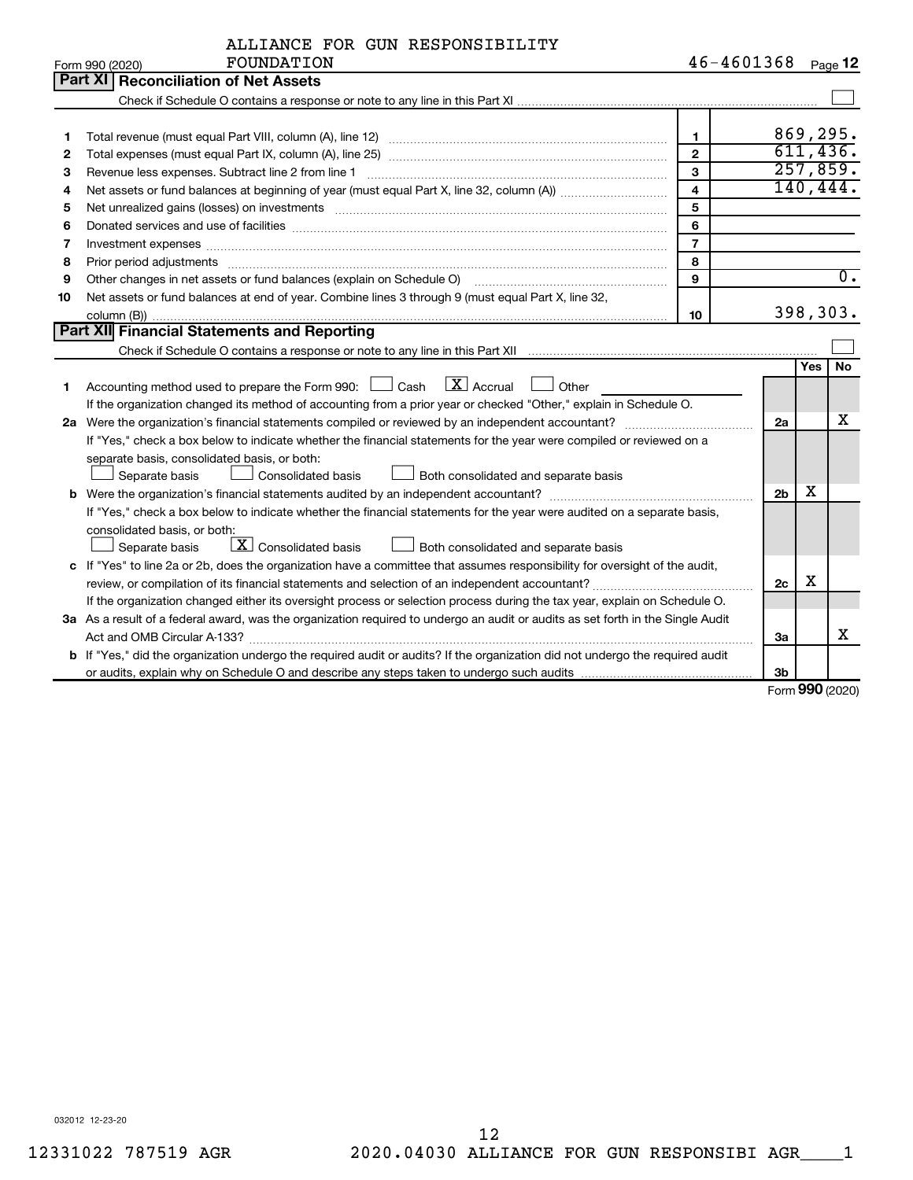ALLIANCE FOR GUN RESPONSIBILITY FOUNDATION 46-4601368

Form 990 (2020)

## Part XI Reconciliation of Net Assets

Check if Schedule O contains a response or note to any line in this Part XI ☐

| | | | |
|---|---|---|---|
| 1 | Total revenue (must equal Part VIII, column (A), line 12) | 1 | 869,295. |
| 2 | Total expenses (must equal Part IX, column (A), line 25) | 2 | 611,436. |
| 3 | Revenue less expenses. Subtract line 2 from line 1 | 3 | 257,859. |
| 4 | Net assets or fund balances at beginning of year (must equal Part X, line 32, column (A)) | 4 | 140,444. |
| 5 | Net unrealized gains (losses) on investments | 5 | |
| 6 | Donated services and use of facilities | 6 | |
| 7 | Investment expenses | 7 | |
| 8 | Prior period adjustments | 8 | |
| 9 | Other changes in net assets or fund balances (explain on Schedule O) | 9 | 0. |
| 10 | Net assets or fund balances at end of year. Combine lines 3 through 9 (must equal Part X, line 32, column (B)) | 10 | 398,303. |

## Part XII Financial Statements and Reporting

Check if Schedule O contains a response or note to any line in this Part XII ☐

| | | | Yes | No |
|---|---|---|---|---|
| 1 | Accounting method used to prepare the Form 990: ☐ Cash ☒ Accrual ☐ Other<br>If the organization changed its method of accounting from a prior year or checked "Other," explain in Schedule O. | | | |
| 2a | Were the organization's financial statements compiled or reviewed by an independent accountant?<br>If "Yes," check a box below to indicate whether the financial statements for the year were compiled or reviewed on a separate basis, consolidated basis, or both:<br>☐ Separate basis ☐ Consolidated basis ☐ Both consolidated and separate basis | 2a | | X |
| b | Were the organization's financial statements audited by an independent accountant?<br>If "Yes," check a box below to indicate whether the financial statements for the year were audited on a separate basis, consolidated basis, or both:<br>☐ Separate basis ☒ Consolidated basis ☐ Both consolidated and separate basis | 2b | X | |
| c | If "Yes" to line 2a or 2b, does the organization have a committee that assumes responsibility for oversight of the audit, review, or compilation of its financial statements and selection of an independent accountant?<br>If the organization changed either its oversight process or selection process during the tax year, explain on Schedule O. | 2c | X | |
| 3a | As a result of a federal award, was the organization required to undergo an audit or audits as set forth in the Single Audit Act and OMB Circular A-133? | 3a | | X |
| b | If "Yes," did the organization undergo the required audit or audits? If the organization did not undergo the required audit or audits, explain why on Schedule O and describe any steps taken to undergo such audits | 3b | | |

Form 990 (2020)

032012 12-23-20

12331022 787519 AGR 2020.04030 ALLIANCE FOR GUN RESPONSIBI AGR____1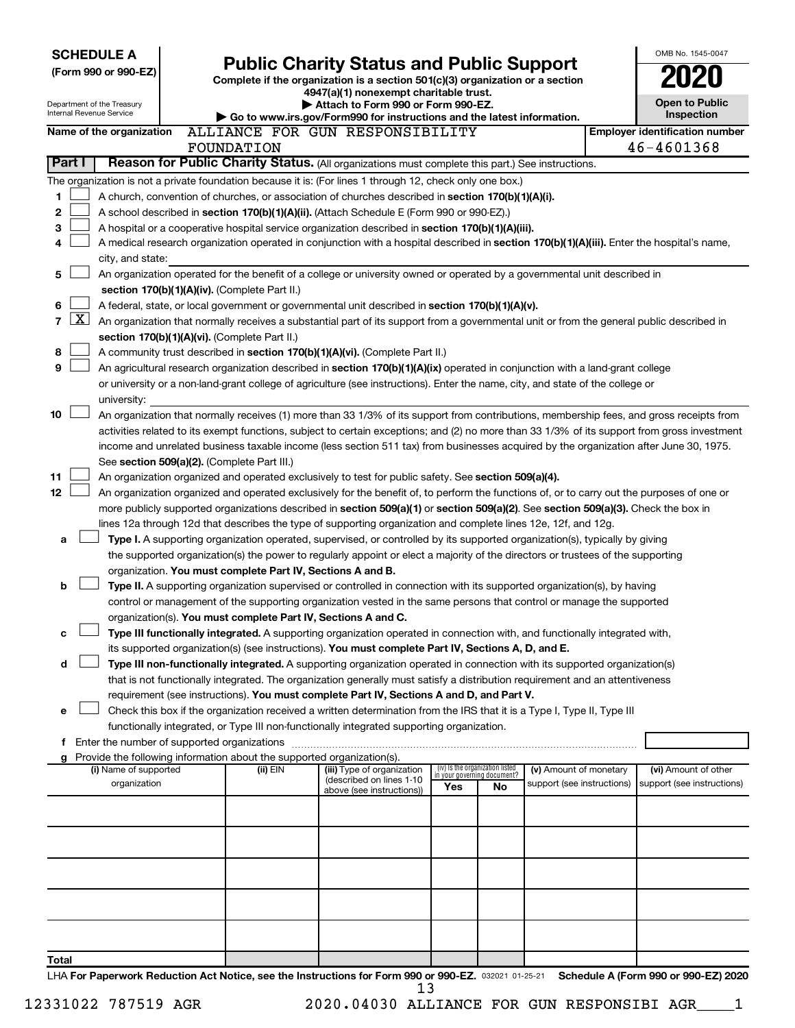**SCHEDULE A**
**(Form 990 or 990-EZ)**

Department of the Treasury
Internal Revenue Service

# Public Charity Status and Public Support

**Complete if the organization is a section 501(c)(3) organization or a section 4947(a)(1) nonexempt charitable trust.**
**▶ Attach to Form 990 or Form 990-EZ.**
**▶ Go to www.irs.gov/Form990 for instructions and the latest information.**

OMB No. 1545-0047
**2020**
**Open to Public Inspection**

**Name of the organization** ALLIANCE FOR GUN RESPONSIBILITY FOUNDATION
**Employer identification number** 46-4601368

## Part I Reason for Public Charity Status. (All organizations must complete this part.) See instructions.

The organization is not a private foundation because it is: (For lines 1 through 12, check only one box.)

1 ☐ A church, convention of churches, or association of churches described in **section 170(b)(1)(A)(i).**

2 ☐ A school described in **section 170(b)(1)(A)(ii).** (Attach Schedule E (Form 990 or 990-EZ).)

3 ☐ A hospital or a cooperative hospital service organization described in **section 170(b)(1)(A)(iii).**

4 ☐ A medical research organization operated in conjunction with a hospital described in **section 170(b)(1)(A)(iii).** Enter the hospital's name, city, and state:

5 ☐ An organization operated for the benefit of a college or university owned or operated by a governmental unit described in **section 170(b)(1)(A)(iv).** (Complete Part II.)

6 ☐ A federal, state, or local government or governmental unit described in **section 170(b)(1)(A)(v).**

7 ☒ An organization that normally receives a substantial part of its support from a governmental unit or from the general public described in **section 170(b)(1)(A)(vi).** (Complete Part II.)

8 ☐ A community trust described in **section 170(b)(1)(A)(vi).** (Complete Part II.)

9 ☐ An agricultural research organization described in **section 170(b)(1)(A)(ix)** operated in conjunction with a land-grant college or university or a non-land-grant college of agriculture (see instructions). Enter the name, city, and state of the college or university:

10 ☐ An organization that normally receives (1) more than 33 1/3% of its support from contributions, membership fees, and gross receipts from activities related to its exempt functions, subject to certain exceptions; and (2) no more than 33 1/3% of its support from gross investment income and unrelated business taxable income (less section 511 tax) from businesses acquired by the organization after June 30, 1975. See **section 509(a)(2).** (Complete Part III.)

11 ☐ An organization organized and operated exclusively to test for public safety. See **section 509(a)(4).**

12 ☐ An organization organized and operated exclusively for the benefit of, to perform the functions of, or to carry out the purposes of one or more publicly supported organizations described in **section 509(a)(1)** or **section 509(a)(2)**. See **section 509(a)(3).** Check the box in lines 12a through 12d that describes the type of supporting organization and complete lines 12e, 12f, and 12g.

a ☐ **Type I.** A supporting organization operated, supervised, or controlled by its supported organization(s), typically by giving the supported organization(s) the power to regularly appoint or elect a majority of the directors or trustees of the supporting organization. **You must complete Part IV, Sections A and B.**

b ☐ **Type II.** A supporting organization supervised or controlled in connection with its supported organization(s), by having control or management of the supporting organization vested in the same persons that control or manage the supported organization(s). **You must complete Part IV, Sections A and C.**

c ☐ **Type III functionally integrated.** A supporting organization operated in connection with, and functionally integrated with, its supported organization(s) (see instructions). **You must complete Part IV, Sections A, D, and E.**

d ☐ **Type III non-functionally integrated.** A supporting organization operated in connection with its supported organization(s) that is not functionally integrated. The organization generally must satisfy a distribution requirement and an attentiveness requirement (see instructions). **You must complete Part IV, Sections A and D, and Part V.**

e ☐ Check this box if the organization received a written determination from the IRS that it is a Type I, Type II, Type III functionally integrated, or Type III non-functionally integrated supporting organization.

f Enter the number of supported organizations

g Provide the following information about the supported organization(s).

| (i) Name of supported organization | (ii) EIN | (iii) Type of organization (described on lines 1-10 above (see instructions)) | (iv) Is the organization listed in your governing document? Yes | No | (v) Amount of monetary support (see instructions) | (vi) Amount of other support (see instructions) |
|---|---|---|---|---|---|---|
| | | | | | | |
| | | | | | | |
| | | | | | | |
| | | | | | | |
| | | | | | | |
| **Total** | | | | | | |

LHA **For Paperwork Reduction Act Notice, see the Instructions for Form 990 or 990-EZ.** 032021 01-25-21 **Schedule A (Form 990 or 990-EZ) 2020**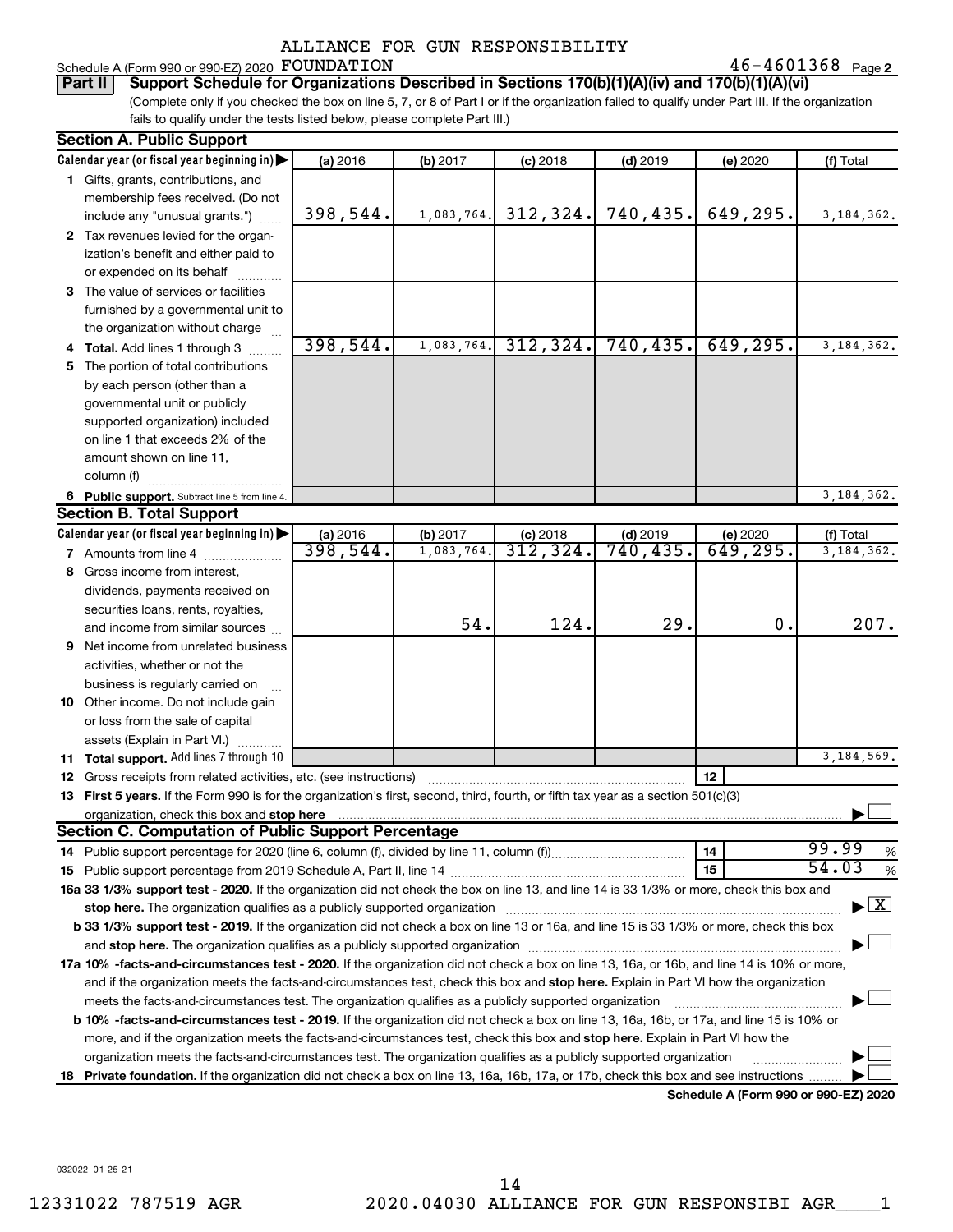ALLIANCE FOR GUN RESPONSIBILITY
Schedule A (Form 990 or 990-EZ) 2020 FOUNDATION 46-4601368 Page 2

**Part II** **Support Schedule for Organizations Described in Sections 170(b)(1)(A)(iv) and 170(b)(1)(A)(vi)**

(Complete only if you checked the box on line 5, 7, or 8 of Part I or if the organization failed to qualify under Part III. If the organization fails to qualify under the tests listed below, please complete Part III.)

### Section A. Public Support

| Calendar year (or fiscal year beginning in) | (a) 2016 | (b) 2017 | (c) 2018 | (d) 2019 | (e) 2020 | (f) Total |
|---|---|---|---|---|---|---|
| 1 Gifts, grants, contributions, and membership fees received. (Do not include any "unusual grants.") | 398,544. | 1,083,764. | 312,324. | 740,435. | 649,295. | 3,184,362. |
| 2 Tax revenues levied for the organization's benefit and either paid to or expended on its behalf | | | | | | |
| 3 The value of services or facilities furnished by a governmental unit to the organization without charge | | | | | | |
| 4 **Total.** Add lines 1 through 3 | 398,544. | 1,083,764. | 312,324. | 740,435. | 649,295. | 3,184,362. |
| 5 The portion of total contributions by each person (other than a governmental unit or publicly supported organization) included on line 1 that exceeds 2% of the amount shown on line 11, column (f) | | | | | | |
| 6 **Public support.** Subtract line 5 from line 4. | | | | | | 3,184,362. |

### Section B. Total Support

| Calendar year (or fiscal year beginning in) | (a) 2016 | (b) 2017 | (c) 2018 | (d) 2019 | (e) 2020 | (f) Total |
|---|---|---|---|---|---|---|
| 7 Amounts from line 4 | 398,544. | 1,083,764. | 312,324. | 740,435. | 649,295. | 3,184,362. |
| 8 Gross income from interest, dividends, payments received on securities loans, rents, royalties, and income from similar sources | | 54. | 124. | 29. | 0. | 207. |
| 9 Net income from unrelated business activities, whether or not the business is regularly carried on | | | | | | |
| 10 Other income. Do not include gain or loss from the sale of capital assets (Explain in Part VI.) | | | | | | |
| 11 **Total support.** Add lines 7 through 10 | | | | | | 3,184,569. |

12 Gross receipts from related activities, etc. (see instructions) | 12 |

13 **First 5 years.** If the Form 990 is for the organization's first, second, third, fourth, or fifth tax year as a section 501(c)(3) organization, check this box and **stop here** ☐

### Section C. Computation of Public Support Percentage

14 Public support percentage for 2020 (line 6, column (f), divided by line 11, column (f)) | 14 | 99.99 %

15 Public support percentage from 2019 Schedule A, Part II, line 14 | 15 | 54.03 %

**16a 33 1/3% support test - 2020.** If the organization did not check the box on line 13, and line 14 is 33 1/3% or more, check this box and **stop here.** The organization qualifies as a publicly supported organization ☒

**b 33 1/3% support test - 2019.** If the organization did not check a box on line 13 or 16a, and line 15 is 33 1/3% or more, check this box and **stop here.** The organization qualifies as a publicly supported organization ☐

**17a 10% -facts-and-circumstances test - 2020.** If the organization did not check a box on line 13, 16a, or 16b, and line 14 is 10% or more, and if the organization meets the facts-and-circumstances test, check this box and **stop here.** Explain in Part VI how the organization meets the facts-and-circumstances test. The organization qualifies as a publicly supported organization ☐

**b 10% -facts-and-circumstances test - 2019.** If the organization did not check a box on line 13, 16a, 16b, or 17a, and line 15 is 10% or more, and if the organization meets the facts-and-circumstances test, check this box and **stop here.** Explain in Part VI how the organization meets the facts-and-circumstances test. The organization qualifies as a publicly supported organization ☐

**18 Private foundation.** If the organization did not check a box on line 13, 16a, 16b, 17a, or 17b, check this box and see instructions ☐

**Schedule A (Form 990 or 990-EZ) 2020**

032022 01-25-21

12331022 787519 AGR 2020.04030 ALLIANCE FOR GUN RESPONSIBI AGR____1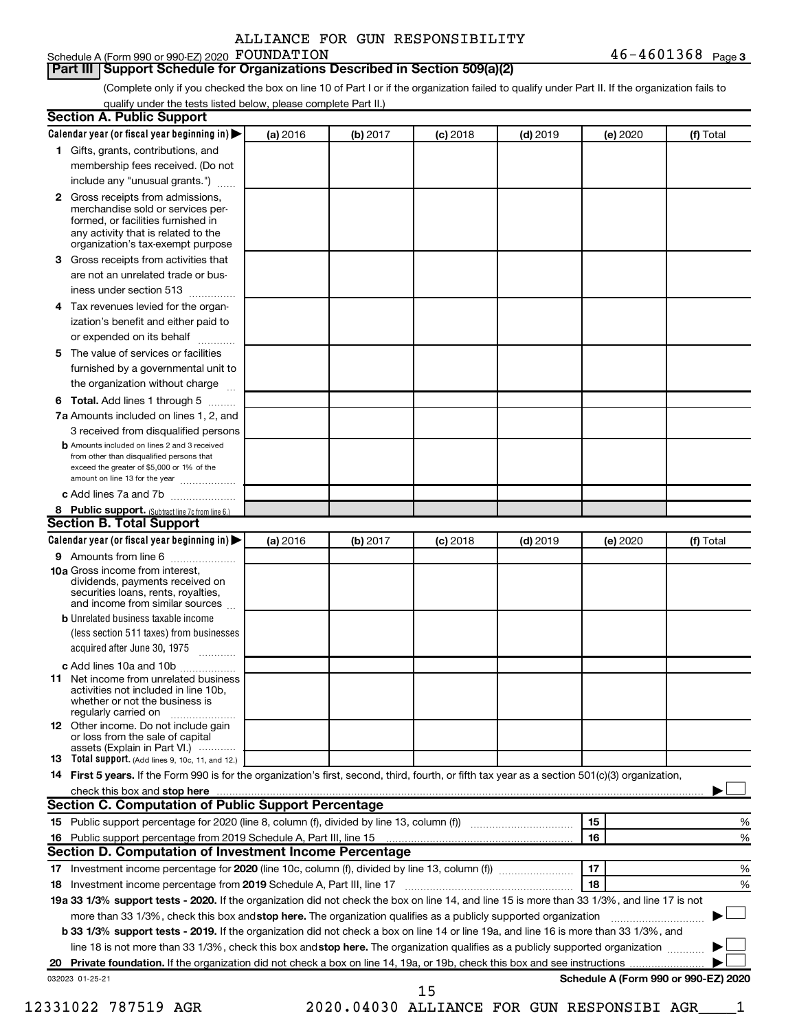ALLIANCE FOR GUN RESPONSIBILITY

Schedule A (Form 990 or 990-EZ) 2020 FOUNDATION 46-4601368 Page 3

## Part III Support Schedule for Organizations Described in Section 509(a)(2)

(Complete only if you checked the box on line 10 of Part I or if the organization failed to qualify under Part II. If the organization fails to qualify under the tests listed below, please complete Part II.)

### Section A. Public Support

| Calendar year (or fiscal year beginning in) ▶ | (a) 2016 | (b) 2017 | (c) 2018 | (d) 2019 | (e) 2020 | (f) Total |
|---|---|---|---|---|---|---|
| **1** Gifts, grants, contributions, and membership fees received. (Do not include any "unusual grants.") | | | | | | |
| **2** Gross receipts from admissions, merchandise sold or services performed, or facilities furnished in any activity that is related to the organization's tax-exempt purpose | | | | | | |
| **3** Gross receipts from activities that are not an unrelated trade or business under section 513 | | | | | | |
| **4** Tax revenues levied for the organization's benefit and either paid to or expended on its behalf | | | | | | |
| **5** The value of services or facilities furnished by a governmental unit to the organization without charge | | | | | | |
| **6 Total.** Add lines 1 through 5 | | | | | | |
| **7a** Amounts included on lines 1, 2, and 3 received from disqualified persons | | | | | | |
| **b** Amounts included on lines 2 and 3 received from other than disqualified persons that exceed the greater of $5,000 or 1% of the amount on line 13 for the year | | | | | | |
| **c** Add lines 7a and 7b | | | | | | |
| **8 Public support.** (Subtract line 7c from line 6.) | | | | | | |

### Section B. Total Support

| Calendar year (or fiscal year beginning in) ▶ | (a) 2016 | (b) 2017 | (c) 2018 | (d) 2019 | (e) 2020 | (f) Total |
|---|---|---|---|---|---|---|
| **9** Amounts from line 6 | | | | | | |
| **10a** Gross income from interest, dividends, payments received on securities loans, rents, royalties, and income from similar sources | | | | | | |
| **b** Unrelated business taxable income (less section 511 taxes) from businesses acquired after June 30, 1975 | | | | | | |
| **c** Add lines 10a and 10b | | | | | | |
| **11** Net income from unrelated business activities not included in line 10b, whether or not the business is regularly carried on | | | | | | |
| **12** Other income. Do not include gain or loss from the sale of capital assets (Explain in Part VI.) | | | | | | |
| **13 Total support.** (Add lines 9, 10c, 11, and 12.) | | | | | | |

**14 First 5 years.** If the Form 990 is for the organization's first, second, third, fourth, or fifth tax year as a section 501(c)(3) organization, check this box and **stop here** ▶ ☐

### Section C. Computation of Public Support Percentage

| | | | |
|---|---|---|---|
| **15** | Public support percentage for 2020 (line 8, column (f), divided by line 13, column (f)) | 15 | % |
| **16** | Public support percentage from 2019 Schedule A, Part III, line 15 | 16 | % |

### Section D. Computation of Investment Income Percentage

| | | | |
|---|---|---|---|
| **17** | Investment income percentage for **2020** (line 10c, column (f), divided by line 13, column (f)) | 17 | % |
| **18** | Investment income percentage from **2019** Schedule A, Part III, line 17 | 18 | % |

**19a 33 1/3% support tests - 2020.** If the organization did not check the box on line 14, and line 15 is more than 33 1/3%, and line 17 is not more than 33 1/3%, check this box and **stop here.** The organization qualifies as a publicly supported organization ▶ ☐

**b 33 1/3% support tests - 2019.** If the organization did not check a box on line 14 or line 19a, and line 16 is more than 33 1/3%, and line 18 is not more than 33 1/3%, check this box and **stop here.** The organization qualifies as a publicly supported organization ▶ ☐

**20 Private foundation.** If the organization did not check a box on line 14, 19a, or 19b, check this box and see instructions ▶ ☐

032023 01-25-21 **Schedule A (Form 990 or 990-EZ) 2020**

12331022 787519 AGR 2020.04030 ALLIANCE FOR GUN RESPONSIBI AGR____1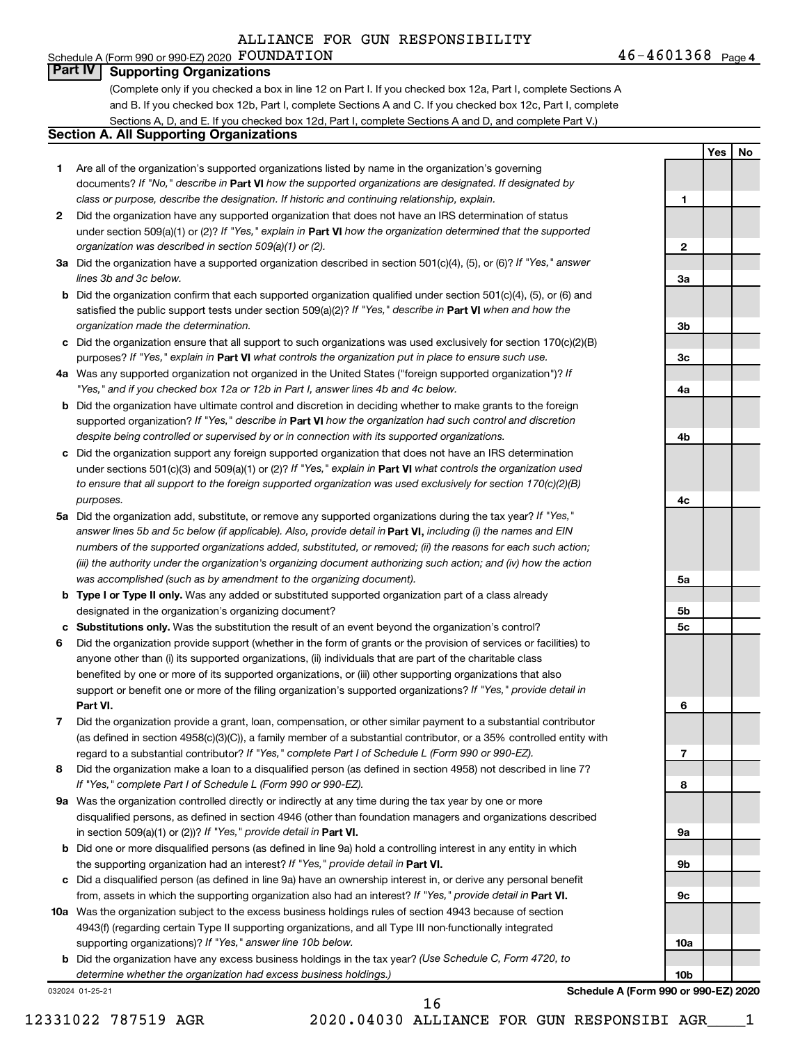ALLIANCE FOR GUN RESPONSIBILITY FOUNDATION 46-4601368

Schedule A (Form 990 or 990-EZ) 2020

## Part IV Supporting Organizations

(Complete only if you checked a box in line 12 on Part I. If you checked box 12a, Part I, complete Sections A and B. If you checked box 12b, Part I, complete Sections A and C. If you checked box 12c, Part I, complete Sections A, D, and E. If you checked box 12d, Part I, complete Sections A and D, and complete Part V.)

### Section A. All Supporting Organizations

| | | Line | Yes | No |
|---|---|---|---|---|
| **1** | Are all of the organization's supported organizations listed by name in the organization's governing documents? *If "No," describe in* **Part VI** *how the supported organizations are designated. If designated by class or purpose, describe the designation. If historic and continuing relationship, explain.* | 1 | | |
| **2** | Did the organization have any supported organization that does not have an IRS determination of status under section 509(a)(1) or (2)? *If "Yes," explain in* **Part VI** *how the organization determined that the supported organization was described in section 509(a)(1) or (2).* | 2 | | |
| **3a** | Did the organization have a supported organization described in section 501(c)(4), (5), or (6)? *If "Yes," answer lines 3b and 3c below.* | 3a | | |
| **b** | Did the organization confirm that each supported organization qualified under section 501(c)(4), (5), or (6) and satisfied the public support tests under section 509(a)(2)? *If "Yes," describe in* **Part VI** *when and how the organization made the determination.* | 3b | | |
| **c** | Did the organization ensure that all support to such organizations was used exclusively for section 170(c)(2)(B) purposes? *If "Yes," explain in* **Part VI** *what controls the organization put in place to ensure such use.* | 3c | | |
| **4a** | Was any supported organization not organized in the United States ("foreign supported organization")? *If "Yes," and if you checked box 12a or 12b in Part I, answer lines 4b and 4c below.* | 4a | | |
| **b** | Did the organization have ultimate control and discretion in deciding whether to make grants to the foreign supported organization? *If "Yes," describe in* **Part VI** *how the organization had such control and discretion despite being controlled or supervised by or in connection with its supported organizations.* | 4b | | |
| **c** | Did the organization support any foreign supported organization that does not have an IRS determination under sections 501(c)(3) and 509(a)(1) or (2)? *If "Yes," explain in* **Part VI** *what controls the organization used to ensure that all support to the foreign supported organization was used exclusively for section 170(c)(2)(B) purposes.* | 4c | | |
| **5a** | Did the organization add, substitute, or remove any supported organizations during the tax year? *If "Yes," answer lines 5b and 5c below (if applicable). Also, provide detail in* **Part VI,** *including (i) the names and EIN numbers of the supported organizations added, substituted, or removed; (ii) the reasons for each such action; (iii) the authority under the organization's organizing document authorizing such action; and (iv) how the action was accomplished (such as by amendment to the organizing document).* | 5a | | |
| **b** | **Type I or Type II only.** Was any added or substituted supported organization part of a class already designated in the organization's organizing document? | 5b | | |
| **c** | **Substitutions only.** Was the substitution the result of an event beyond the organization's control? | 5c | | |
| **6** | Did the organization provide support (whether in the form of grants or the provision of services or facilities) to anyone other than (i) its supported organizations, (ii) individuals that are part of the charitable class benefited by one or more of its supported organizations, or (iii) other supporting organizations that also support or benefit one or more of the filing organization's supported organizations? *If "Yes," provide detail in* **Part VI.** | 6 | | |
| **7** | Did the organization provide a grant, loan, compensation, or other similar payment to a substantial contributor (as defined in section 4958(c)(3)(C)), a family member of a substantial contributor, or a 35% controlled entity with regard to a substantial contributor? *If "Yes," complete Part I of Schedule L (Form 990 or 990-EZ).* | 7 | | |
| **8** | Did the organization make a loan to a disqualified person (as defined in section 4958) not described in line 7? *If "Yes," complete Part I of Schedule L (Form 990 or 990-EZ).* | 8 | | |
| **9a** | Was the organization controlled directly or indirectly at any time during the tax year by one or more disqualified persons, as defined in section 4946 (other than foundation managers and organizations described in section 509(a)(1) or (2))? *If "Yes," provide detail in* **Part VI.** | 9a | | |
| **b** | Did one or more disqualified persons (as defined in line 9a) hold a controlling interest in any entity in which the supporting organization had an interest? *If "Yes," provide detail in* **Part VI.** | 9b | | |
| **c** | Did a disqualified person (as defined in line 9a) have an ownership interest in, or derive any personal benefit from, assets in which the supporting organization also had an interest? *If "Yes," provide detail in* **Part VI.** | 9c | | |
| **10a** | Was the organization subject to the excess business holdings rules of section 4943 because of section 4943(f) (regarding certain Type II supporting organizations, and all Type III non-functionally integrated supporting organizations)? *If "Yes," answer line 10b below.* | 10a | | |
| **b** | Did the organization have any excess business holdings in the tax year? *(Use Schedule C, Form 4720, to determine whether the organization had excess business holdings.)* | 10b | | |

032024 01-25-21

**Schedule A (Form 990 or 990-EZ) 2020**

12331022 787519 AGR 2020.04030 ALLIANCE FOR GUN RESPONSIBI AGR____1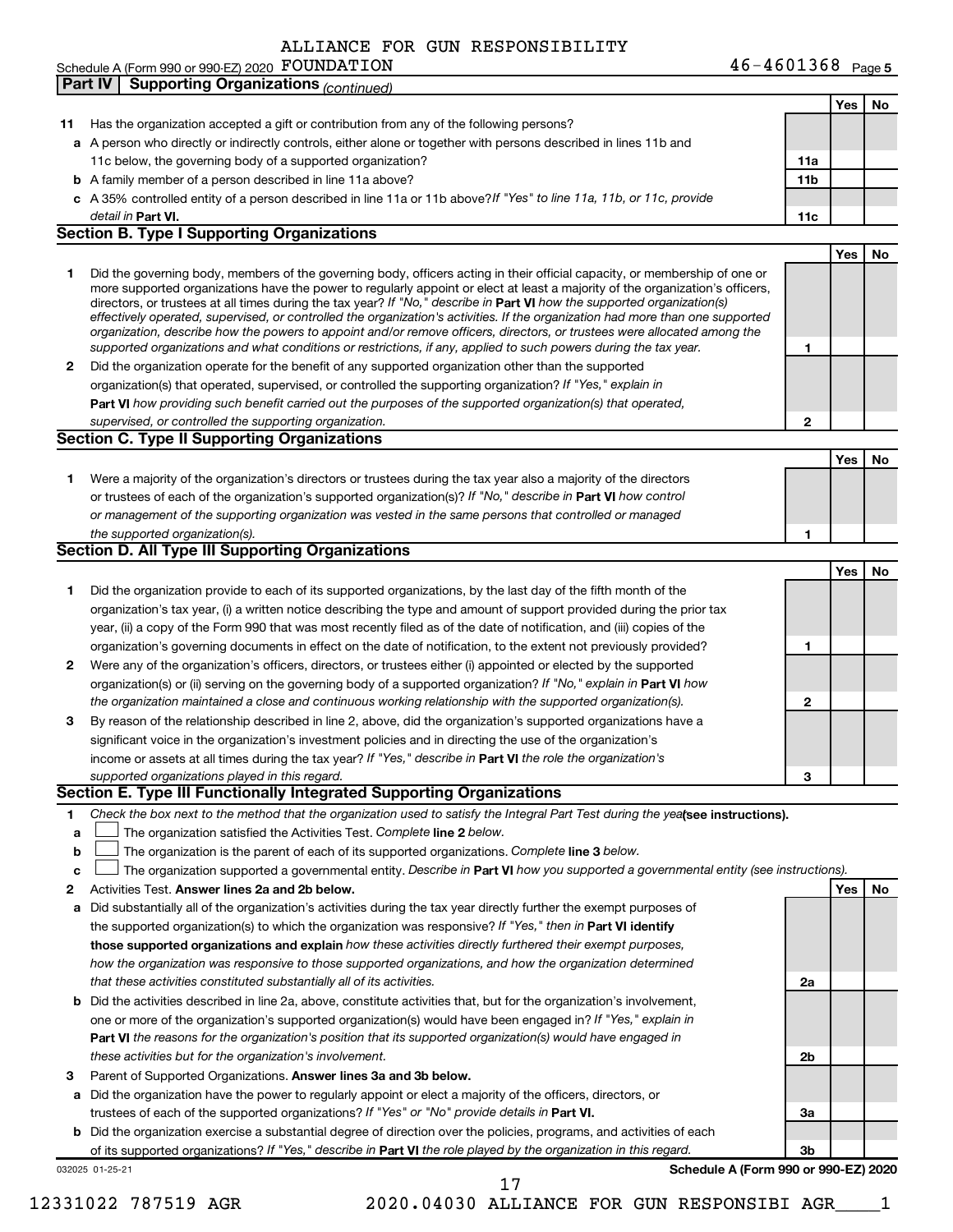ALLIANCE FOR GUN RESPONSIBILITY

Schedule A (Form 990 or 990-EZ) 2020 FOUNDATION 46-4601368 Page 5

**Part IV Supporting Organizations** *(continued)*

| | | | Yes | No |
|---|---|---|---|---|
| **11** | Has the organization accepted a gift or contribution from any of the following persons? | | | |
| **a** | A person who directly or indirectly controls, either alone or together with persons described in lines 11b and 11c below, the governing body of a supported organization? | **11a** | | |
| **b** | A family member of a person described in line 11a above? | **11b** | | |
| **c** | A 35% controlled entity of a person described in line 11a or 11b above? *If "Yes" to line 11a, 11b, or 11c, provide detail in* **Part VI.** | **11c** | | |

**Section B. Type I Supporting Organizations**

| | | | Yes | No |
|---|---|---|---|---|
| **1** | Did the governing body, members of the governing body, officers acting in their official capacity, or membership of one or more supported organizations have the power to regularly appoint or elect at least a majority of the organization's officers, directors, or trustees at all times during the tax year? *If "No," describe in* **Part VI** *how the supported organization(s) effectively operated, supervised, or controlled the organization's activities. If the organization had more than one supported organization, describe how the powers to appoint and/or remove officers, directors, or trustees were allocated among the supported organizations and what conditions or restrictions, if any, applied to such powers during the tax year.* | **1** | | |
| **2** | Did the organization operate for the benefit of any supported organization other than the supported organization(s) that operated, supervised, or controlled the supporting organization? *If "Yes," explain in* **Part VI** *how providing such benefit carried out the purposes of the supported organization(s) that operated, supervised, or controlled the supporting organization.* | **2** | | |

**Section C. Type II Supporting Organizations**

| | | | Yes | No |
|---|---|---|---|---|
| **1** | Were a majority of the organization's directors or trustees during the tax year also a majority of the directors or trustees of each of the organization's supported organization(s)? *If "No," describe in* **Part VI** *how control or management of the supporting organization was vested in the same persons that controlled or managed the supported organization(s).* | **1** | | |

**Section D. All Type III Supporting Organizations**

| | | | Yes | No |
|---|---|---|---|---|
| **1** | Did the organization provide to each of its supported organizations, by the last day of the fifth month of the organization's tax year, (i) a written notice describing the type and amount of support provided during the prior tax year, (ii) a copy of the Form 990 that was most recently filed as of the date of notification, and (iii) copies of the organization's governing documents in effect on the date of notification, to the extent not previously provided? | **1** | | |
| **2** | Were any of the organization's officers, directors, or trustees either (i) appointed or elected by the supported organization(s) or (ii) serving on the governing body of a supported organization? *If "No," explain in* **Part VI** *how the organization maintained a close and continuous working relationship with the supported organization(s).* | **2** | | |
| **3** | By reason of the relationship described in line 2, above, did the organization's supported organizations have a significant voice in the organization's investment policies and in directing the use of the organization's income or assets at all times during the tax year? *If "Yes," describe in* **Part VI** *the role the organization's supported organizations played in this regard.* | **3** | | |

**Section E. Type III Functionally Integrated Supporting Organizations**

**1** *Check the box next to the method that the organization used to satisfy the Integral Part Test during the year* **(see instructions).**

**a** ☐ The organization satisfied the Activities Test. *Complete* **line 2** *below.*

**b** ☐ The organization is the parent of each of its supported organizations. *Complete* **line 3** *below.*

**c** ☐ The organization supported a governmental entity. *Describe in* **Part VI** *how you supported a governmental entity (see instructions).*

| | | | Yes | No |
|---|---|---|---|---|
| **2** | Activities Test. **Answer lines 2a and 2b below.** | | | |
| **a** | Did substantially all of the organization's activities during the tax year directly further the exempt purposes of the supported organization(s) to which the organization was responsive? *If "Yes," then in* **Part VI identify those supported organizations and explain** *how these activities directly furthered their exempt purposes, how the organization was responsive to those supported organizations, and how the organization determined that these activities constituted substantially all of its activities.* | **2a** | | |
| **b** | Did the activities described in line 2a, above, constitute activities that, but for the organization's involvement, one or more of the organization's supported organization(s) would have been engaged in? *If "Yes," explain in* **Part VI** *the reasons for the organization's position that its supported organization(s) would have engaged in these activities but for the organization's involvement.* | **2b** | | |
| **3** | Parent of Supported Organizations. **Answer lines 3a and 3b below.** | | | |
| **a** | Did the organization have the power to regularly appoint or elect a majority of the officers, directors, or trustees of each of the supported organizations? *If "Yes" or "No" provide details in* **Part VI.** | **3a** | | |
| **b** | Did the organization exercise a substantial degree of direction over the policies, programs, and activities of each of its supported organizations? *If "Yes," describe in* **Part VI** *the role played by the organization in this regard.* | **3b** | | |

032025 01-25-21 **Schedule A (Form 990 or 990-EZ) 2020**

12331022 787519 AGR 2020.04030 ALLIANCE FOR GUN RESPONSIBI AGR____1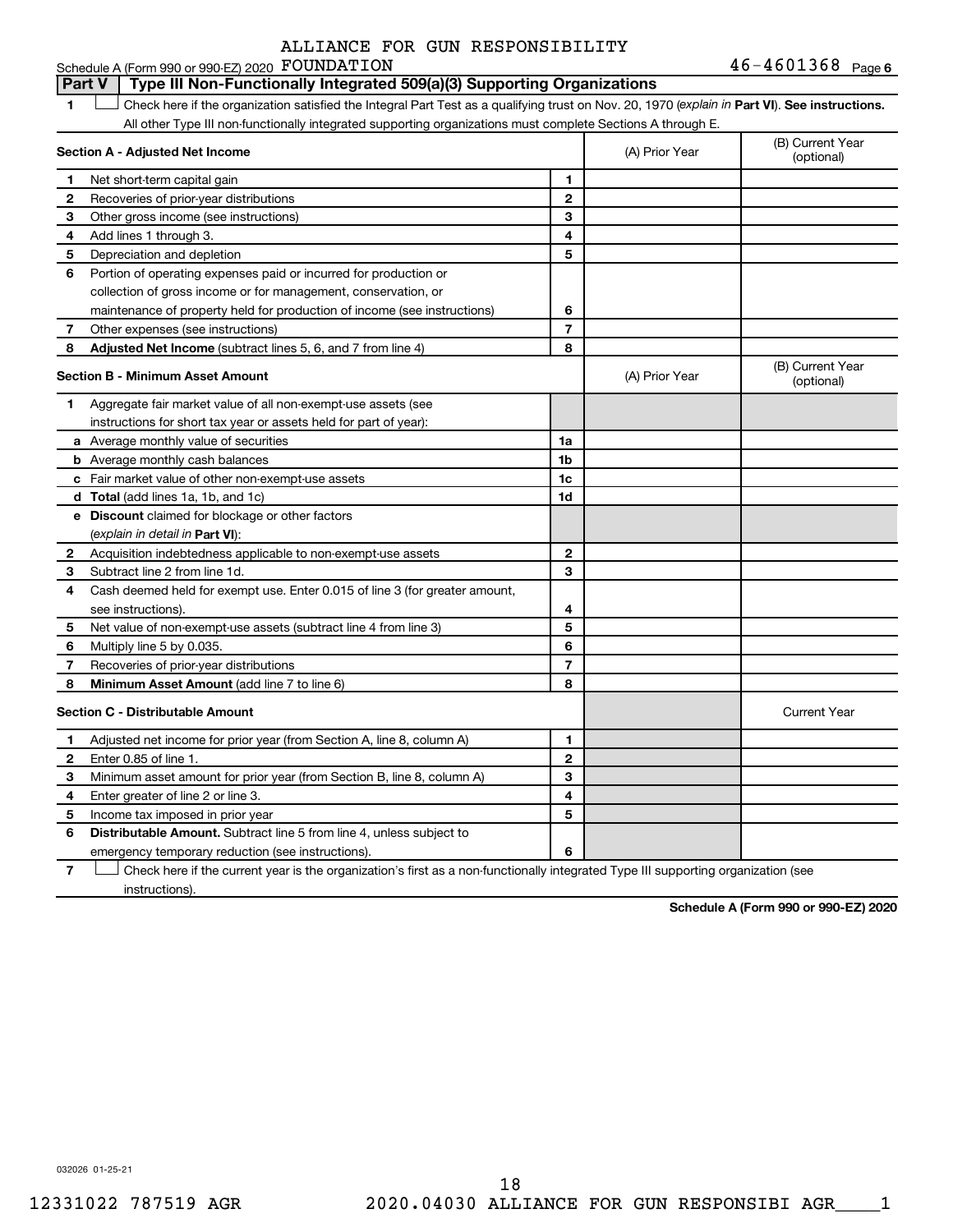ALLIANCE FOR GUN RESPONSIBILITY

Schedule A (Form 990 or 990-EZ) 2020 FOUNDATION 46-4601368 Page 6

**Part V | Type III Non-Functionally Integrated 509(a)(3) Supporting Organizations**

1 ☐ Check here if the organization satisfied the Integral Part Test as a qualifying trust on Nov. 20, 1970 (*explain in* **Part VI**). **See instructions.** All other Type III non-functionally integrated supporting organizations must complete Sections A through E.

| **Section A - Adjusted Net Income** | | | (A) Prior Year | (B) Current Year (optional) |
|---|---|---|---|---|
| **1** | Net short-term capital gain | **1** | | |
| **2** | Recoveries of prior-year distributions | **2** | | |
| **3** | Other gross income (see instructions) | **3** | | |
| **4** | Add lines 1 through 3. | **4** | | |
| **5** | Depreciation and depletion | **5** | | |
| **6** | Portion of operating expenses paid or incurred for production or collection of gross income or for management, conservation, or maintenance of property held for production of income (see instructions) | **6** | | |
| **7** | Other expenses (see instructions) | **7** | | |
| **8** | **Adjusted Net Income** (subtract lines 5, 6, and 7 from line 4) | **8** | | |

| **Section B - Minimum Asset Amount** | | | (A) Prior Year | (B) Current Year (optional) |
|---|---|---|---|---|
| **1** | Aggregate fair market value of all non-exempt-use assets (see instructions for short tax year or assets held for part of year): | | | |
| **a** | Average monthly value of securities | **1a** | | |
| **b** | Average monthly cash balances | **1b** | | |
| **c** | Fair market value of other non-exempt-use assets | **1c** | | |
| **d** | **Total** (add lines 1a, 1b, and 1c) | **1d** | | |
| **e** | **Discount** claimed for blockage or other factors (*explain in detail in* **Part VI**): | | | |
| **2** | Acquisition indebtedness applicable to non-exempt-use assets | **2** | | |
| **3** | Subtract line 2 from line 1d. | **3** | | |
| **4** | Cash deemed held for exempt use. Enter 0.015 of line 3 (for greater amount, see instructions). | **4** | | |
| **5** | Net value of non-exempt-use assets (subtract line 4 from line 3) | **5** | | |
| **6** | Multiply line 5 by 0.035. | **6** | | |
| **7** | Recoveries of prior-year distributions | **7** | | |
| **8** | **Minimum Asset Amount** (add line 7 to line 6) | **8** | | |

| **Section C - Distributable Amount** | | | | Current Year |
|---|---|---|---|---|
| **1** | Adjusted net income for prior year (from Section A, line 8, column A) | **1** | | |
| **2** | Enter 0.85 of line 1. | **2** | | |
| **3** | Minimum asset amount for prior year (from Section B, line 8, column A) | **3** | | |
| **4** | Enter greater of line 2 or line 3. | **4** | | |
| **5** | Income tax imposed in prior year | **5** | | |
| **6** | **Distributable Amount.** Subtract line 5 from line 4, unless subject to emergency temporary reduction (see instructions). | **6** | | |

7 ☐ Check here if the current year is the organization's first as a non-functionally integrated Type III supporting organization (see instructions).

**Schedule A (Form 990 or 990-EZ) 2020**

032026 01-25-21

12331022 787519 AGR 2020.04030 ALLIANCE FOR GUN RESPONSIBI AGR____1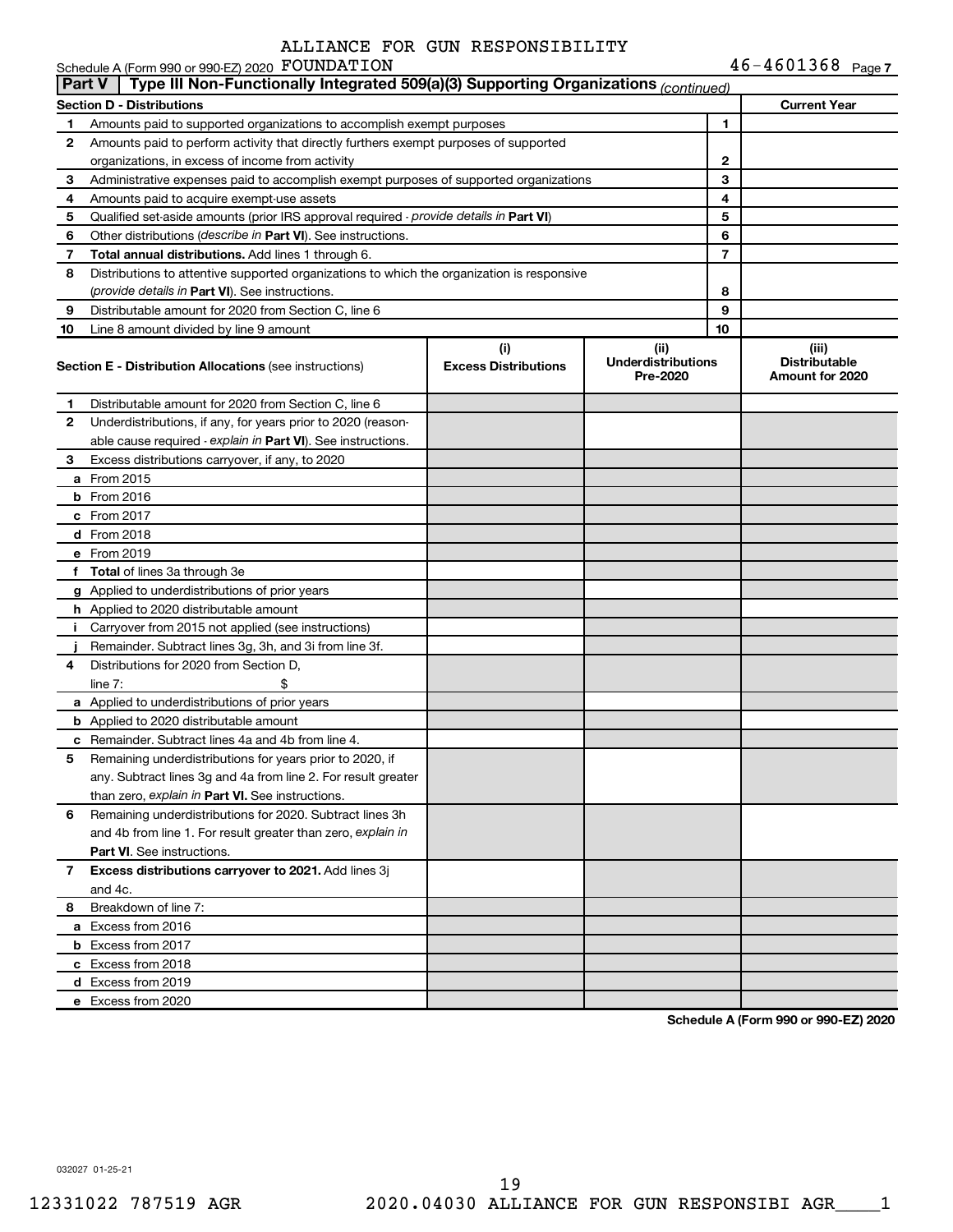ALLIANCE FOR GUN RESPONSIBILITY

Schedule A (Form 990 or 990-EZ) 2020 FOUNDATION 46-4601368 Page 7

## Part V | Type III Non-Functionally Integrated 509(a)(3) Supporting Organizations *(continued)*

| **Section D - Distributions** | | | **Current Year** |
|---|---|---|---|
| 1 | Amounts paid to supported organizations to accomplish exempt purposes | 1 | |
| 2 | Amounts paid to perform activity that directly furthers exempt purposes of supported organizations, in excess of income from activity | 2 | |
| 3 | Administrative expenses paid to accomplish exempt purposes of supported organizations | 3 | |
| 4 | Amounts paid to acquire exempt-use assets | 4 | |
| 5 | Qualified set-aside amounts (prior IRS approval required - *provide details in* **Part VI**) | 5 | |
| 6 | Other distributions (*describe in* **Part VI**). See instructions. | 6 | |
| 7 | **Total annual distributions.** Add lines 1 through 6. | 7 | |
| 8 | Distributions to attentive supported organizations to which the organization is responsive (*provide details in* **Part VI**). See instructions. | 8 | |
| 9 | Distributable amount for 2020 from Section C, line 6 | 9 | |
| 10 | Line 8 amount divided by line 9 amount | 10 | |

| **Section E - Distribution Allocations** (see instructions) | (i) **Excess Distributions** | (ii) **Underdistributions Pre-2020** | (iii) **Distributable Amount for 2020** |
|---|---|---|---|
| **1** Distributable amount for 2020 from Section C, line 6 | | | |
| **2** Underdistributions, if any, for years prior to 2020 (reasonable cause required - *explain in* **Part VI**). See instructions. | | | |
| **3** Excess distributions carryover, if any, to 2020 | | | |
| **a** From 2015 | | | |
| **b** From 2016 | | | |
| **c** From 2017 | | | |
| **d** From 2018 | | | |
| **e** From 2019 | | | |
| **f** **Total** of lines 3a through 3e | | | |
| **g** Applied to underdistributions of prior years | | | |
| **h** Applied to 2020 distributable amount | | | |
| **i** Carryover from 2015 not applied (see instructions) | | | |
| **j** Remainder. Subtract lines 3g, 3h, and 3i from line 3f. | | | |
| **4** Distributions for 2020 from Section D, line 7: $ | | | |
| **a** Applied to underdistributions of prior years | | | |
| **b** Applied to 2020 distributable amount | | | |
| **c** Remainder. Subtract lines 4a and 4b from line 4. | | | |
| **5** Remaining underdistributions for years prior to 2020, if any. Subtract lines 3g and 4a from line 2. For result greater than zero, *explain in* **Part VI.** See instructions. | | | |
| **6** Remaining underdistributions for 2020. Subtract lines 3h and 4b from line 1. For result greater than zero, *explain in* **Part VI**. See instructions. | | | |
| **7** **Excess distributions carryover to 2021.** Add lines 3j and 4c. | | | |
| **8** Breakdown of line 7: | | | |
| **a** Excess from 2016 | | | |
| **b** Excess from 2017 | | | |
| **c** Excess from 2018 | | | |
| **d** Excess from 2019 | | | |
| **e** Excess from 2020 | | | |

**Schedule A (Form 990 or 990-EZ) 2020**

032027 01-25-21

12331022 787519 AGR 2020.04030 ALLIANCE FOR GUN RESPONSIBI AGR____1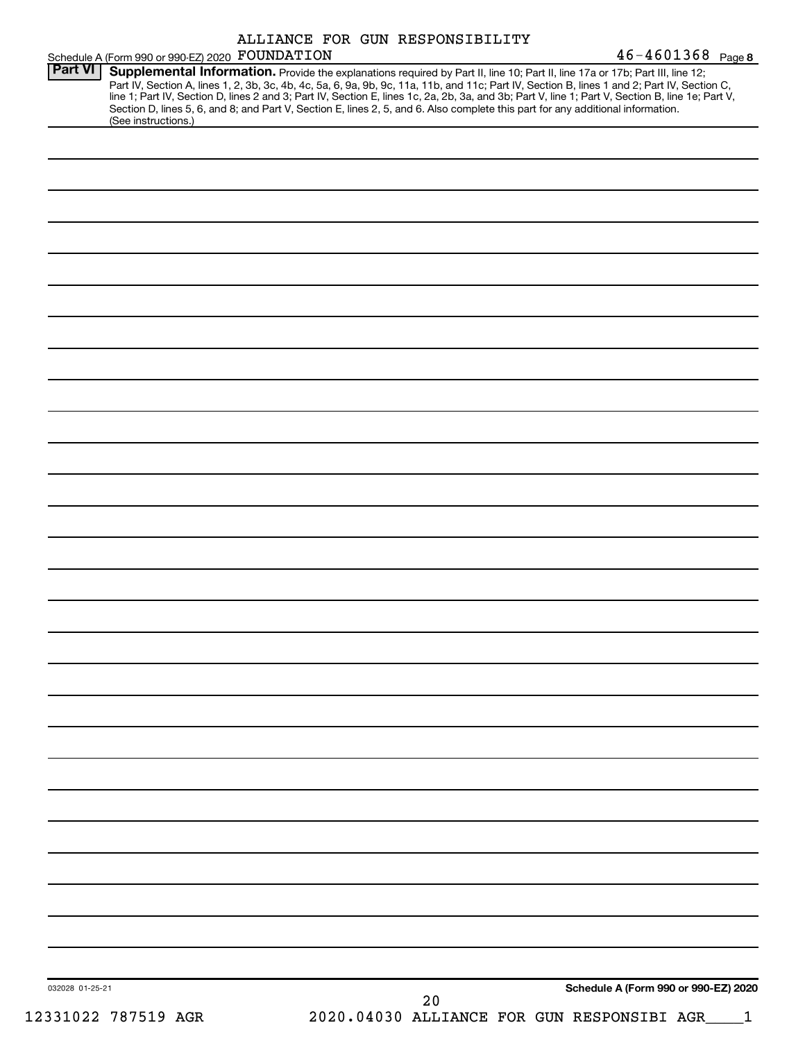ALLIANCE FOR GUN RESPONSIBILITY FOUNDATION

46-4601368

## Part VI Supplemental Information.

Provide the explanations required by Part II, line 10; Part II, line 17a or 17b; Part III, line 12; Part IV, Section A, lines 1, 2, 3b, 3c, 4b, 4c, 5a, 6, 9a, 9b, 9c, 11a, 11b, and 11c; Part IV, Section B, lines 1 and 2; Part IV, Section C, line 1; Part IV, Section D, lines 2 and 3; Part IV, Section E, lines 1c, 2a, 2b, 3a, and 3b; Part V, line 1; Part V, Section B, line 1e; Part V, Section D, lines 5, 6, and 8; and Part V, Section E, lines 2, 5, and 6. Also complete this part for any additional information. (See instructions.)

032028 01-25-21

Schedule A (Form 990 or 990-EZ) 2020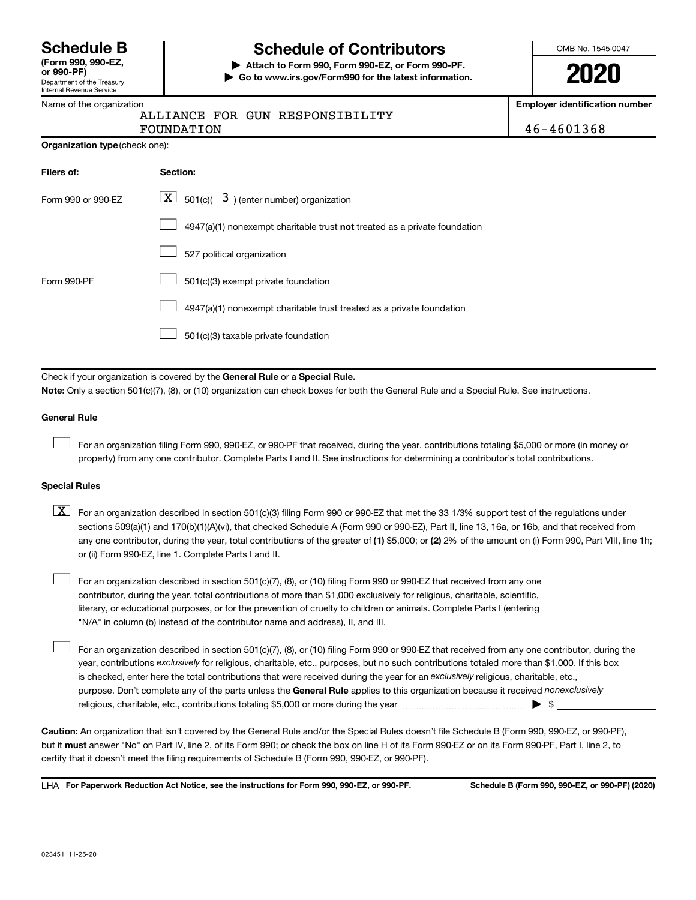**Schedule B**
**(Form 990, 990-EZ, or 990-PF)**
Department of the Treasury
Internal Revenue Service

# Schedule of Contributors

▶ **Attach to Form 990, Form 990-EZ, or Form 990-PF.**
▶ **Go to www.irs.gov/Form990 for the latest information.**

OMB No. 1545-0047

**2020**

Name of the organization: ALLIANCE FOR GUN RESPONSIBILITY FOUNDATION

**Employer identification number:** 46-4601368

**Organization type** (check one):

| **Filers of:** | **Section:** |
|---|---|
| Form 990 or 990-EZ | [X] 501(c)( 3 ) (enter number) organization |
| | [ ] 4947(a)(1) nonexempt charitable trust **not** treated as a private foundation |
| | [ ] 527 political organization |
| Form 990-PF | [ ] 501(c)(3) exempt private foundation |
| | [ ] 4947(a)(1) nonexempt charitable trust treated as a private foundation |
| | [ ] 501(c)(3) taxable private foundation |

Check if your organization is covered by the **General Rule** or a **Special Rule.**

**Note:** Only a section 501(c)(7), (8), or (10) organization can check boxes for both the General Rule and a Special Rule. See instructions.

**General Rule**

[ ] For an organization filing Form 990, 990-EZ, or 990-PF that received, during the year, contributions totaling $5,000 or more (in money or property) from any one contributor. Complete Parts I and II. See instructions for determining a contributor's total contributions.

**Special Rules**

[X] For an organization described in section 501(c)(3) filing Form 990 or 990-EZ that met the 33 1/3% support test of the regulations under sections 509(a)(1) and 170(b)(1)(A)(vi), that checked Schedule A (Form 990 or 990-EZ), Part II, line 13, 16a, or 16b, and that received from any one contributor, during the year, total contributions of the greater of **(1)** $5,000; or **(2)** 2% of the amount on (i) Form 990, Part VIII, line 1h; or (ii) Form 990-EZ, line 1. Complete Parts I and II.

[ ] For an organization described in section 501(c)(7), (8), or (10) filing Form 990 or 990-EZ that received from any one contributor, during the year, total contributions of more than $1,000 exclusively for religious, charitable, scientific, literary, or educational purposes, or for the prevention of cruelty to children or animals. Complete Parts I (entering "N/A" in column (b) instead of the contributor name and address), II, and III.

[ ] For an organization described in section 501(c)(7), (8), or (10) filing Form 990 or 990-EZ that received from any one contributor, during the year, contributions *exclusively* for religious, charitable, etc., purposes, but no such contributions totaled more than $1,000. If this box is checked, enter here the total contributions that were received during the year for an *exclusively* religious, charitable, etc., purpose. Don't complete any of the parts unless the **General Rule** applies to this organization because it received *nonexclusively* religious, charitable, etc., contributions totaling $5,000 or more during the year ▶ $ ____________

**Caution:** An organization that isn't covered by the General Rule and/or the Special Rules doesn't file Schedule B (Form 990, 990-EZ, or 990-PF), but it **must** answer "No" on Part IV, line 2, of its Form 990; or check the box on line H of its Form 990-EZ or on its Form 990-PF, Part I, line 2, to certify that it doesn't meet the filing requirements of Schedule B (Form 990, 990-EZ, or 990-PF).

LHA **For Paperwork Reduction Act Notice, see the instructions for Form 990, 990-EZ, or 990-PF.** **Schedule B (Form 990, 990-EZ, or 990-PF) (2020)**

023451 11-25-20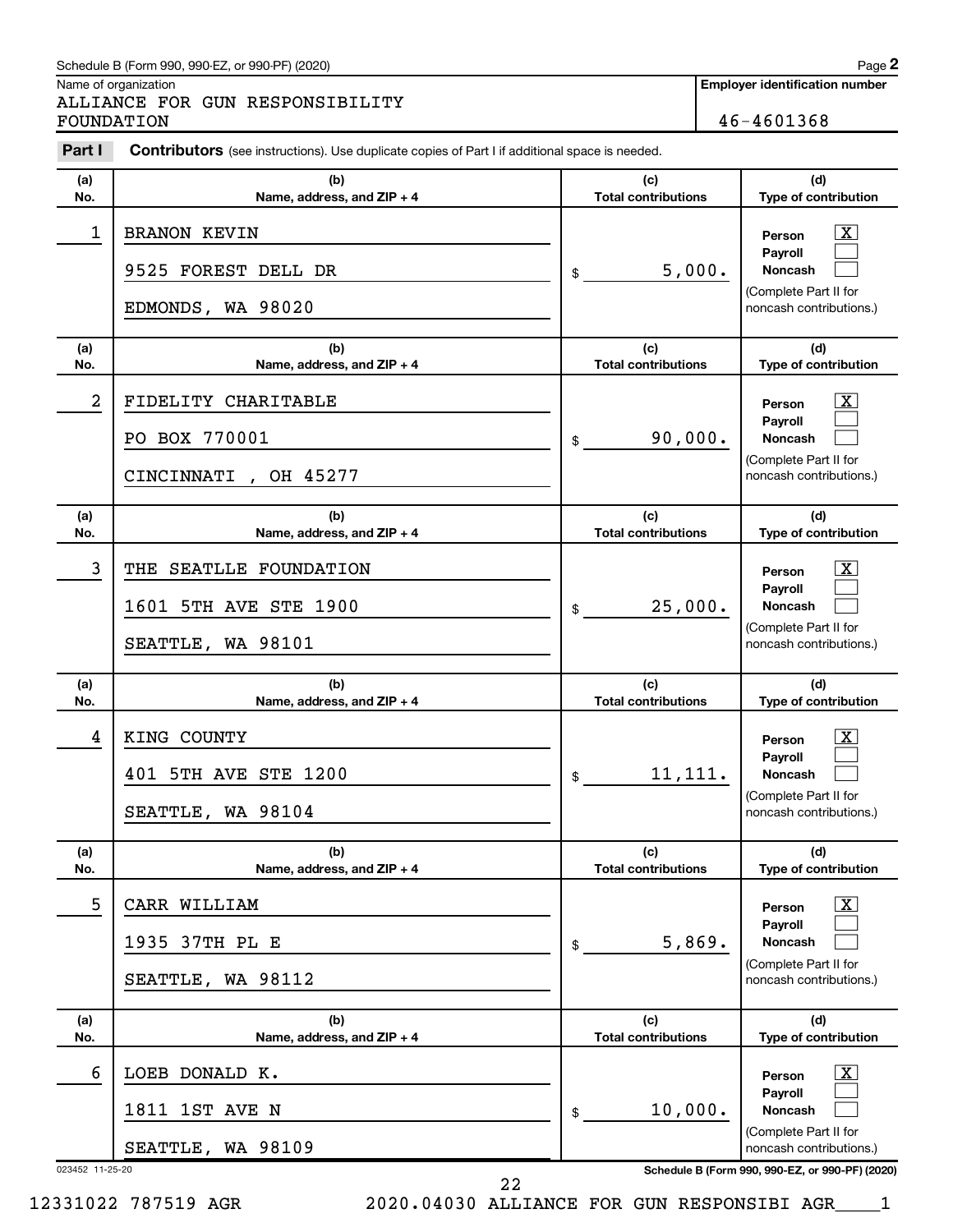Schedule B (Form 990, 990-EZ, or 990-PF) (2020)

Name of organization
ALLIANCE FOR GUN RESPONSIBILITY FOUNDATION

Employer identification number
46-4601368

**Part I** **Contributors** (see instructions). Use duplicate copies of Part I if additional space is needed.

| (a) No. | (b) Name, address, and ZIP + 4 | (c) Total contributions | (d) Type of contribution |
|---|---|---|---|
| 1 | BRANON KEVIN<br>9525 FOREST DELL DR<br>EDMONDS, WA 98020 | $ 5,000. | Person [X]<br>Payroll [ ]<br>Noncash [ ]<br>(Complete Part II for noncash contributions.) |
| 2 | FIDELITY CHARITABLE<br>PO BOX 770001<br>CINCINNATI , OH 45277 | $ 90,000. | Person [X]<br>Payroll [ ]<br>Noncash [ ]<br>(Complete Part II for noncash contributions.) |
| 3 | THE SEATLLE FOUNDATION<br>1601 5TH AVE STE 1900<br>SEATTLE, WA 98101 | $ 25,000. | Person [X]<br>Payroll [ ]<br>Noncash [ ]<br>(Complete Part II for noncash contributions.) |
| 4 | KING COUNTY<br>401 5TH AVE STE 1200<br>SEATTLE, WA 98104 | $ 11,111. | Person [X]<br>Payroll [ ]<br>Noncash [ ]<br>(Complete Part II for noncash contributions.) |
| 5 | CARR WILLIAM<br>1935 37TH PL E<br>SEATTLE, WA 98112 | $ 5,869. | Person [X]<br>Payroll [ ]<br>Noncash [ ]<br>(Complete Part II for noncash contributions.) |
| 6 | LOEB DONALD K.<br>1811 1ST AVE N<br>SEATTLE, WA 98109 | $ 10,000. | Person [X]<br>Payroll [ ]<br>Noncash [ ]<br>(Complete Part II for noncash contributions.) |

023452 11-25-20

Schedule B (Form 990, 990-EZ, or 990-PF) (2020)

12331022 787519 AGR 2020.04030 ALLIANCE FOR GUN RESPONSIBI AGR____1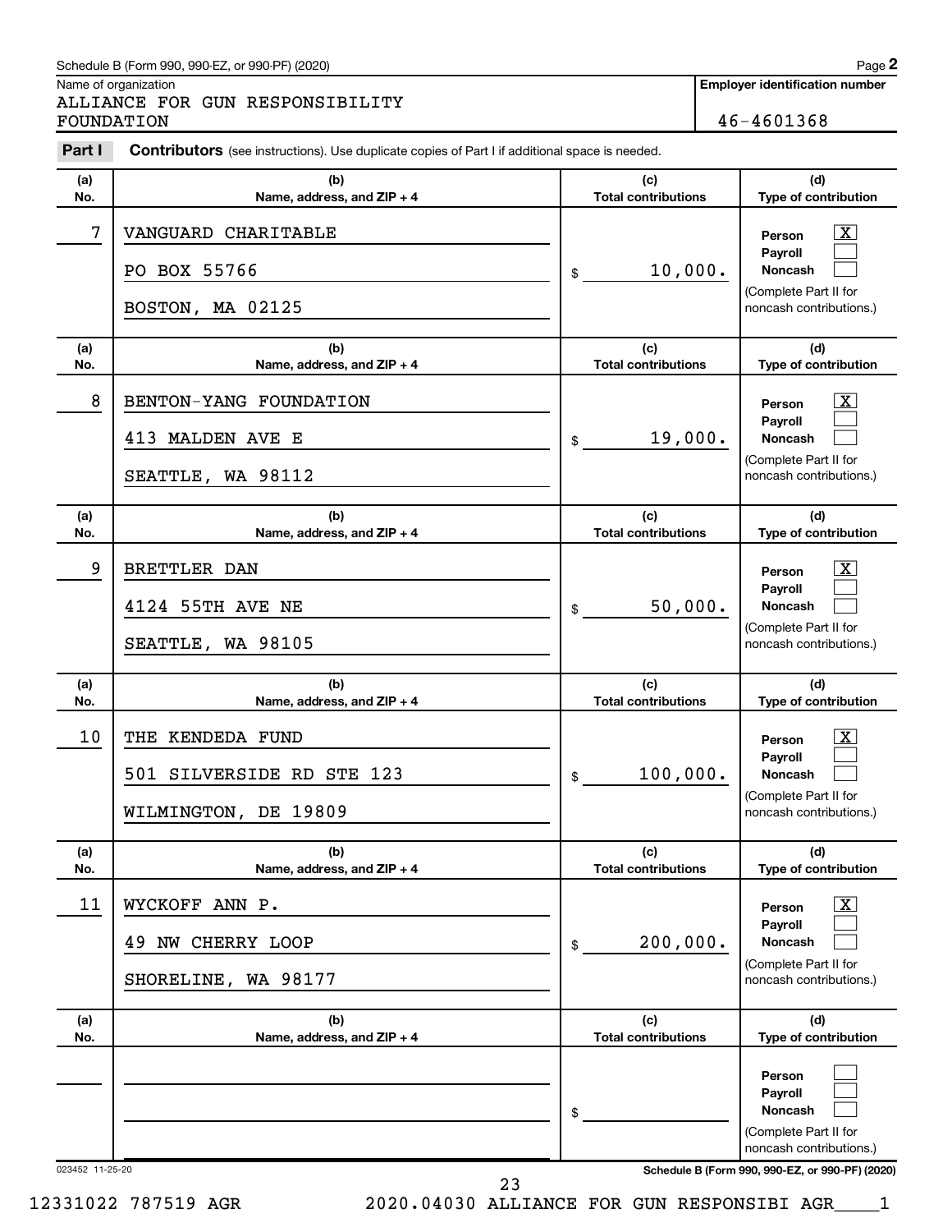Schedule B (Form 990, 990-EZ, or 990-PF) (2020)

Name of organization

ALLIANCE FOR GUN RESPONSIBILITY FOUNDATION

**Employer identification number**

46-4601368

**Part I** **Contributors** (see instructions). Use duplicate copies of Part I if additional space is needed.

| (a) No. | (b) Name, address, and ZIP + 4 | (c) Total contributions | (d) Type of contribution |
|---|---|---|---|
| 7 | VANGUARD CHARITABLE<br>PO BOX 55766<br>BOSTON, MA 02125 | $ 10,000. | Person [X]<br>Payroll [ ]<br>Noncash [ ]<br>(Complete Part II for noncash contributions.) |
| 8 | BENTON-YANG FOUNDATION<br>413 MALDEN AVE E<br>SEATTLE, WA 98112 | $ 19,000. | Person [X]<br>Payroll [ ]<br>Noncash [ ]<br>(Complete Part II for noncash contributions.) |
| 9 | BRETTLER DAN<br>4124 55TH AVE NE<br>SEATTLE, WA 98105 | $ 50,000. | Person [X]<br>Payroll [ ]<br>Noncash [ ]<br>(Complete Part II for noncash contributions.) |
| 10 | THE KENDEDA FUND<br>501 SILVERSIDE RD STE 123<br>WILMINGTON, DE 19809 | $ 100,000. | Person [X]<br>Payroll [ ]<br>Noncash [ ]<br>(Complete Part II for noncash contributions.) |
| 11 | WYCKOFF ANN P.<br>49 NW CHERRY LOOP<br>SHORELINE, WA 98177 | $ 200,000. | Person [X]<br>Payroll [ ]<br>Noncash [ ]<br>(Complete Part II for noncash contributions.) |
| | | $ | Person [ ]<br>Payroll [ ]<br>Noncash [ ]<br>(Complete Part II for noncash contributions.) |

023452 11-25-20

**Schedule B (Form 990, 990-EZ, or 990-PF) (2020)**

12331022 787519 AGR 2020.04030 ALLIANCE FOR GUN RESPONSIBI AGR____1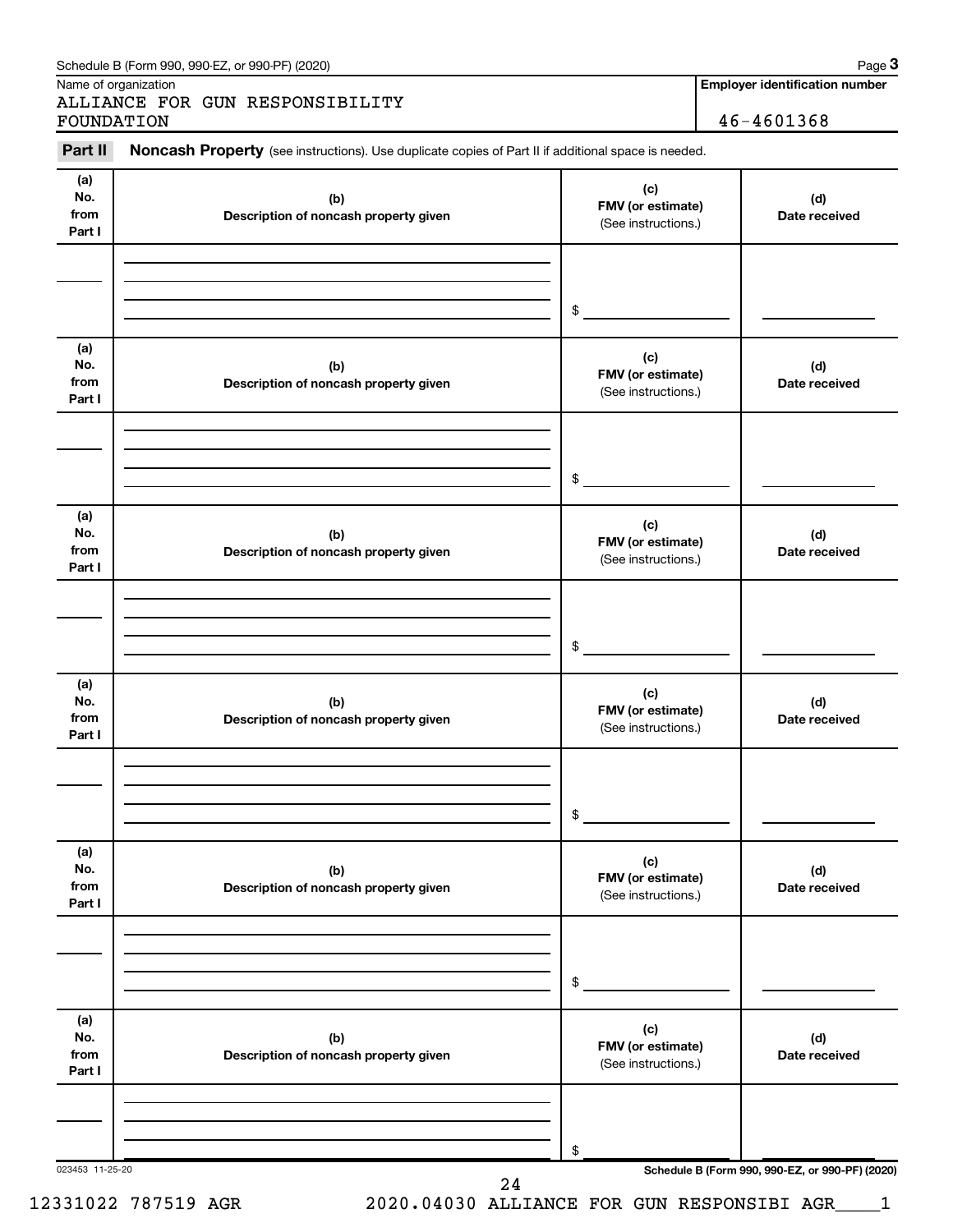Schedule B (Form 990, 990-EZ, or 990-PF) (2020) Page **3**

Name of organization

ALLIANCE FOR GUN RESPONSIBILITY FOUNDATION

**Employer identification number**

46-4601368

**Part II** **Noncash Property** (see instructions). Use duplicate copies of Part II if additional space is needed.

| (a) No. from Part I | (b) Description of noncash property given | (c) FMV (or estimate) (See instructions.) | (d) Date received |
|---|---|---|---|
| | | $ | |

| (a) No. from Part I | (b) Description of noncash property given | (c) FMV (or estimate) (See instructions.) | (d) Date received |
|---|---|---|---|
| | | $ | |

| (a) No. from Part I | (b) Description of noncash property given | (c) FMV (or estimate) (See instructions.) | (d) Date received |
|---|---|---|---|
| | | $ | |

| (a) No. from Part I | (b) Description of noncash property given | (c) FMV (or estimate) (See instructions.) | (d) Date received |
|---|---|---|---|
| | | $ | |

| (a) No. from Part I | (b) Description of noncash property given | (c) FMV (or estimate) (See instructions.) | (d) Date received |
|---|---|---|---|
| | | $ | |

| (a) No. from Part I | (b) Description of noncash property given | (c) FMV (or estimate) (See instructions.) | (d) Date received |
|---|---|---|---|
| | | $ | |

023453 11-25-20 **Schedule B (Form 990, 990-EZ, or 990-PF) (2020)**

12331022 787519 AGR 2020.04030 ALLIANCE FOR GUN RESPONSIBI AGR____1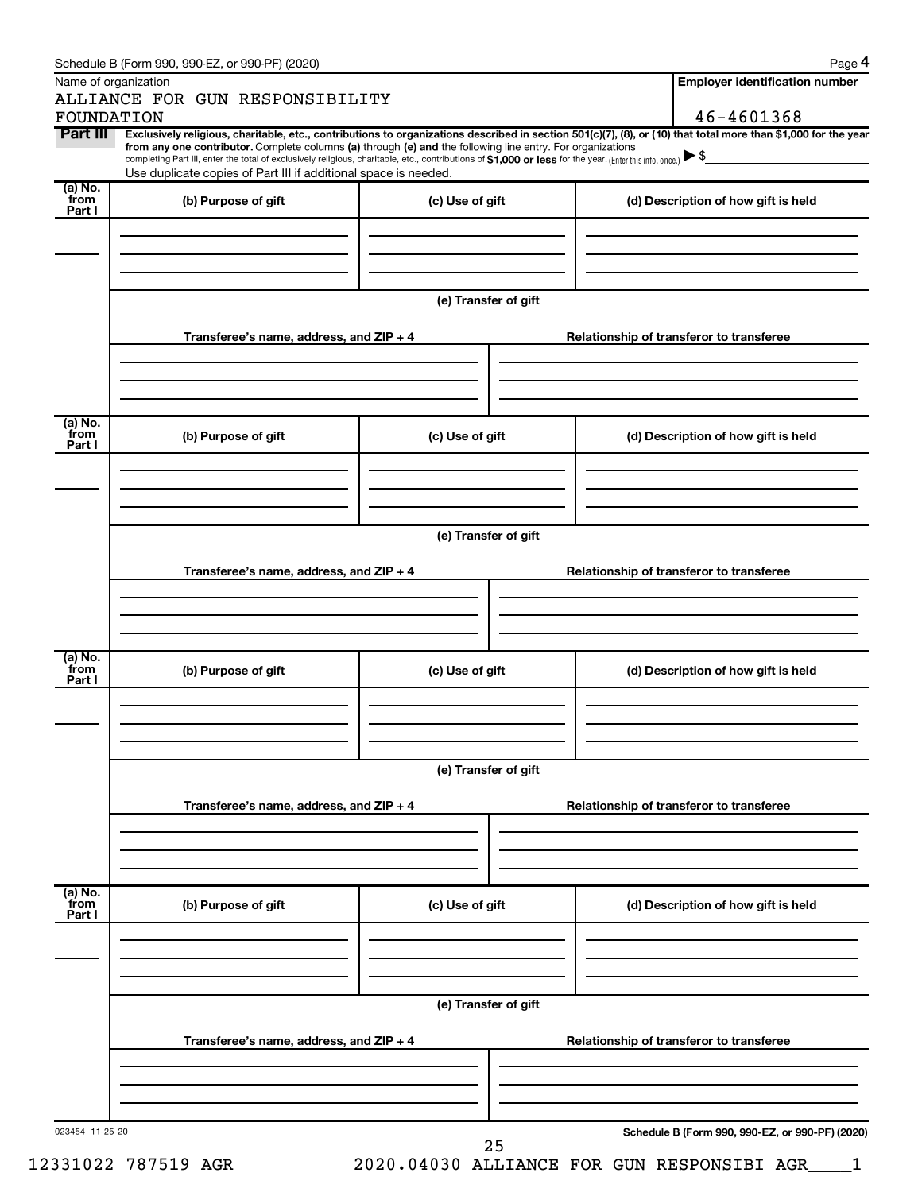Schedule B (Form 990, 990-EZ, or 990-PF) (2020) Page **4**

Name of organization

ALLIANCE FOR GUN RESPONSIBILITY FOUNDATION

**Employer identification number**

46-4601368

**Part III** **Exclusively religious, charitable, etc., contributions to organizations described in section 501(c)(7), (8), or (10) that total more than $1,000 for the year from any one contributor.** Complete columns **(a)** through **(e)** and the following line entry. For organizations completing Part III, enter the total of exclusively religious, charitable, etc., contributions of **$1,000 or less** for the year. (Enter this info. once.) ▶ $

Use duplicate copies of Part III if additional space is needed.

| (a) No. from Part I | (b) Purpose of gift | (c) Use of gift | (d) Description of how gift is held |
|---|---|---|---|
| | | | |

**(e) Transfer of gift**

| Transferee's name, address, and ZIP + 4 | Relationship of transferor to transferee |
|---|---|
| | |

| (a) No. from Part I | (b) Purpose of gift | (c) Use of gift | (d) Description of how gift is held |
|---|---|---|---|
| | | | |

**(e) Transfer of gift**

| Transferee's name, address, and ZIP + 4 | Relationship of transferor to transferee |
|---|---|
| | |

| (a) No. from Part I | (b) Purpose of gift | (c) Use of gift | (d) Description of how gift is held |
|---|---|---|---|
| | | | |

**(e) Transfer of gift**

| Transferee's name, address, and ZIP + 4 | Relationship of transferor to transferee |
|---|---|
| | |

| (a) No. from Part I | (b) Purpose of gift | (c) Use of gift | (d) Description of how gift is held |
|---|---|---|---|
| | | | |

**(e) Transfer of gift**

| Transferee's name, address, and ZIP + 4 | Relationship of transferor to transferee |
|---|---|
| | |

023454 11-25-20 **Schedule B (Form 990, 990-EZ, or 990-PF) (2020)**

12331022 787519 AGR 2020.04030 ALLIANCE FOR GUN RESPONSIBI AGR____1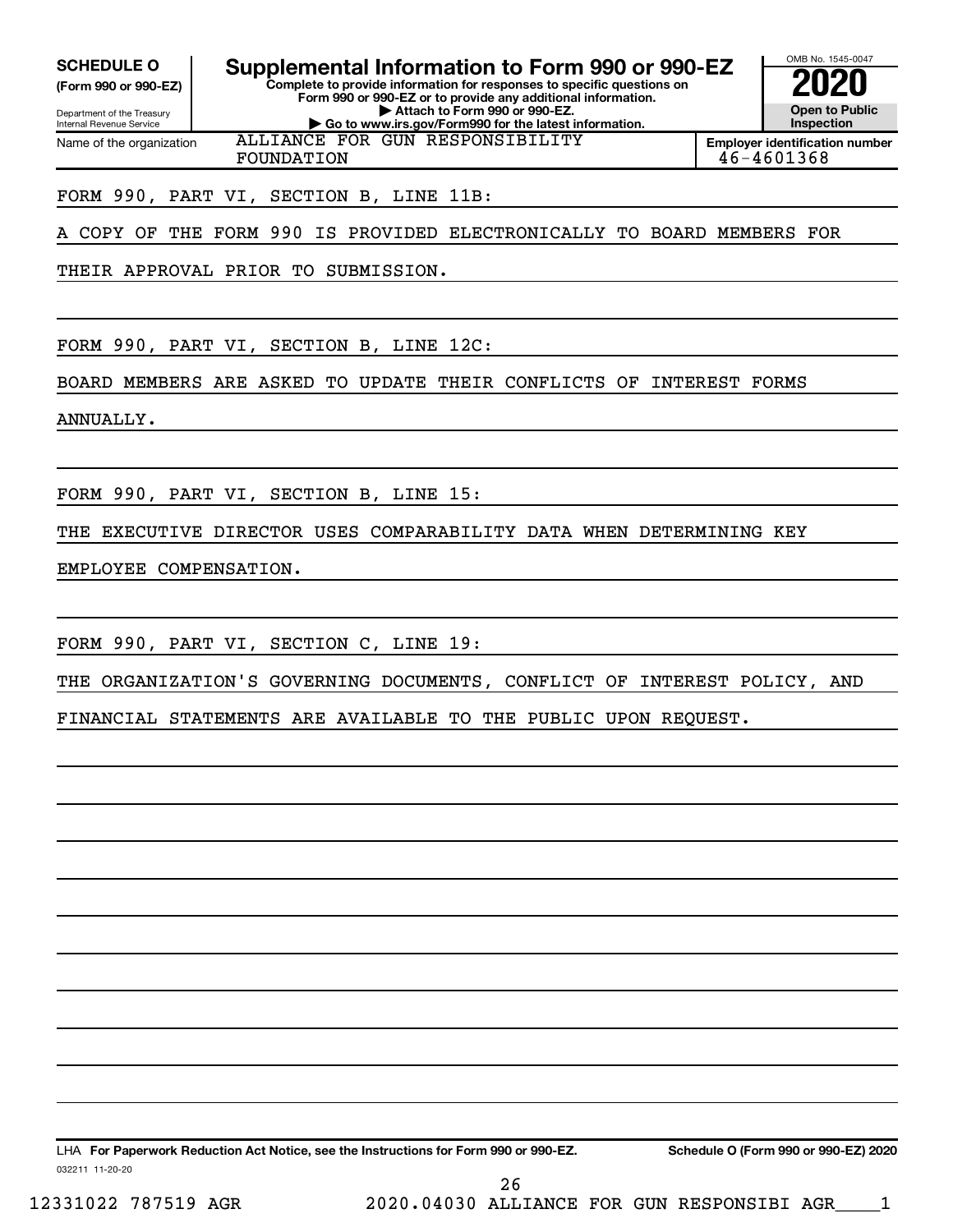**SCHEDULE O**
**(Form 990 or 990-EZ)**

Department of the Treasury
Internal Revenue Service

# Supplemental Information to Form 990 or 990-EZ

**Complete to provide information for responses to specific questions on Form 990 or 990-EZ or to provide any additional information.**
**▶ Attach to Form 990 or 990-EZ.**
**▶ Go to www.irs.gov/Form990 for the latest information.**

OMB No. 1545-0047
**2020**
**Open to Public Inspection**

Name of the organization: ALLIANCE FOR GUN RESPONSIBILITY FOUNDATION

**Employer identification number** 46-4601368

FORM 990, PART VI, SECTION B, LINE 11B:

A COPY OF THE FORM 990 IS PROVIDED ELECTRONICALLY TO BOARD MEMBERS FOR THEIR APPROVAL PRIOR TO SUBMISSION.

FORM 990, PART VI, SECTION B, LINE 12C:

BOARD MEMBERS ARE ASKED TO UPDATE THEIR CONFLICTS OF INTEREST FORMS ANNUALLY.

FORM 990, PART VI, SECTION B, LINE 15:

THE EXECUTIVE DIRECTOR USES COMPARABILITY DATA WHEN DETERMINING KEY EMPLOYEE COMPENSATION.

FORM 990, PART VI, SECTION C, LINE 19:

THE ORGANIZATION'S GOVERNING DOCUMENTS, CONFLICT OF INTEREST POLICY, AND FINANCIAL STATEMENTS ARE AVAILABLE TO THE PUBLIC UPON REQUEST.

LHA **For Paperwork Reduction Act Notice, see the Instructions for Form 990 or 990-EZ.** **Schedule O (Form 990 or 990-EZ) 2020**

032211 11-20-20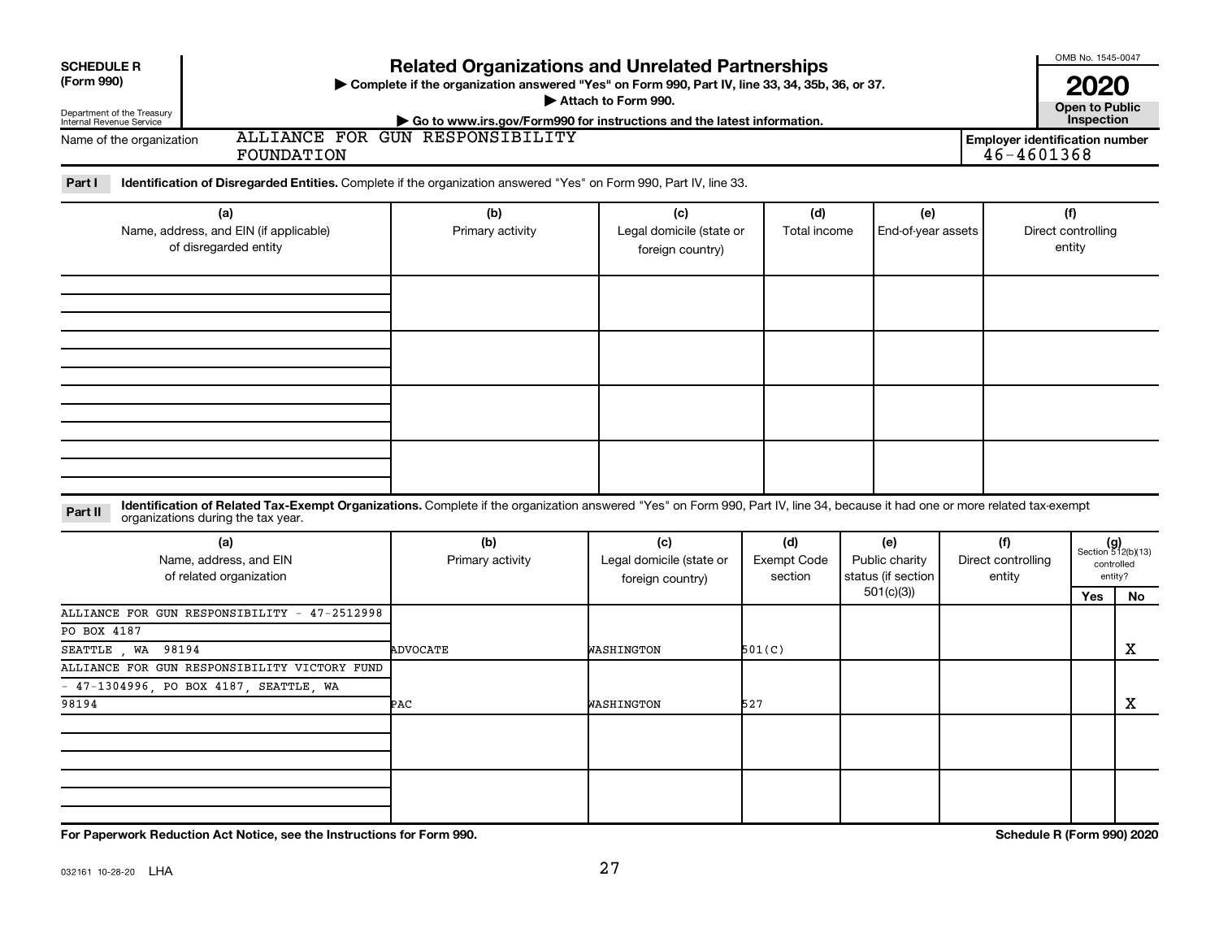**SCHEDULE R (Form 990)**

Department of the Treasury Internal Revenue Service

# Related Organizations and Unrelated Partnerships

▶ Complete if the organization answered "Yes" on Form 990, Part IV, line 33, 34, 35b, 36, or 37.

▶ Attach to Form 990.

▶ Go to www.irs.gov/Form990 for instructions and the latest information.

OMB No. 1545-0047

**2020**

**Open to Public Inspection**

Name of the organization: ALLIANCE FOR GUN RESPONSIBILITY FOUNDATION

Employer identification number: 46-4601368

**Part I — Identification of Disregarded Entities.** Complete if the organization answered "Yes" on Form 990, Part IV, line 33.

| (a) Name, address, and EIN (if applicable) of disregarded entity | (b) Primary activity | (c) Legal domicile (state or foreign country) | (d) Total income | (e) End-of-year assets | (f) Direct controlling entity |
|---|---|---|---|---|---|
| | | | | | |
| | | | | | |
| | | | | | |
| | | | | | |

**Part II — Identification of Related Tax-Exempt Organizations.** Complete if the organization answered "Yes" on Form 990, Part IV, line 34, because it had one or more related tax-exempt organizations during the tax year.

| (a) Name, address, and EIN of related organization | (b) Primary activity | (c) Legal domicile (state or foreign country) | (d) Exempt Code section | (e) Public charity status (if section 501(c)(3)) | (f) Direct controlling entity | (g) Section 512(b)(13) controlled entity? Yes | No |
|---|---|---|---|---|---|---|---|
| ALLIANCE FOR GUN RESPONSIBILITY - 47-2512998, PO BOX 4187, SEATTLE , WA 98194 | ADVOCATE | WASHINGTON | 501(C) | | | | X |
| ALLIANCE FOR GUN RESPONSIBILITY VICTORY FUND - 47-1304996, PO BOX 4187, SEATTLE, WA 98194 | PAC | WASHINGTON | 527 | | | | X |
| | | | | | | | |
| | | | | | | | |

**For Paperwork Reduction Act Notice, see the Instructions for Form 990.**

**Schedule R (Form 990) 2020**

032161 10-28-20 LHA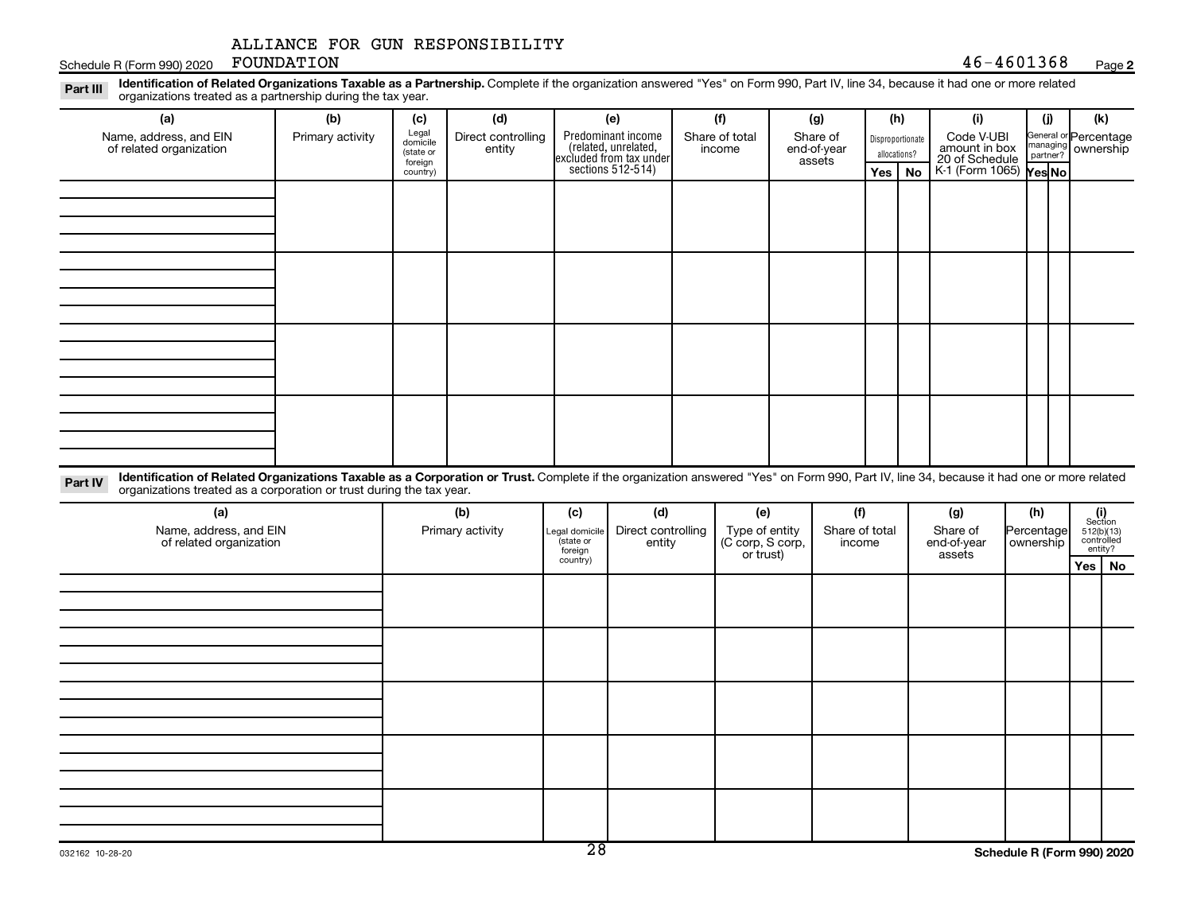ALLIANCE FOR GUN RESPONSIBILITY FOUNDATION

Schedule R (Form 990) 2020 46-4601368 Page **2**

**Part III** **Identification of Related Organizations Taxable as a Partnership.** Complete if the organization answered "Yes" on Form 990, Part IV, line 34, because it had one or more related organizations treated as a partnership during the tax year.

| (a) Name, address, and EIN of related organization | (b) Primary activity | (c) Legal domicile (state or foreign country) | (d) Direct controlling entity | (e) Predominant income (related, unrelated, excluded from tax under sections 512-514) | (f) Share of total income | (g) Share of end-of-year assets | (h) Disproportionate allocations? | | (i) Code V-UBI amount in box 20 of Schedule K-1 (Form 1065) | (j) General or managing partner? | | (k) Percentage ownership |
|---|---|---|---|---|---|---|---|---|---|---|---|---|
| | | | | | | | Yes | No | | Yes | No | |
| | | | | | | | | | | | | |
| | | | | | | | | | | | | |
| | | | | | | | | | | | | |
| | | | | | | | | | | | | |

**Part IV** **Identification of Related Organizations Taxable as a Corporation or Trust.** Complete if the organization answered "Yes" on Form 990, Part IV, line 34, because it had one or more related organizations treated as a corporation or trust during the tax year.

| (a) Name, address, and EIN of related organization | (b) Primary activity | (c) Legal domicile (state or foreign country) | (d) Direct controlling entity | (e) Type of entity (C corp, S corp, or trust) | (f) Share of total income | (g) Share of end-of-year assets | (h) Percentage ownership | (i) Section 512(b)(13) controlled entity? | |
|---|---|---|---|---|---|---|---|---|---|
| | | | | | | | | Yes | No |
| | | | | | | | | | |
| | | | | | | | | | |
| | | | | | | | | | |
| | | | | | | | | | |
| | | | | | | | | | |

032162 10-28-20 **Schedule R (Form 990) 2020**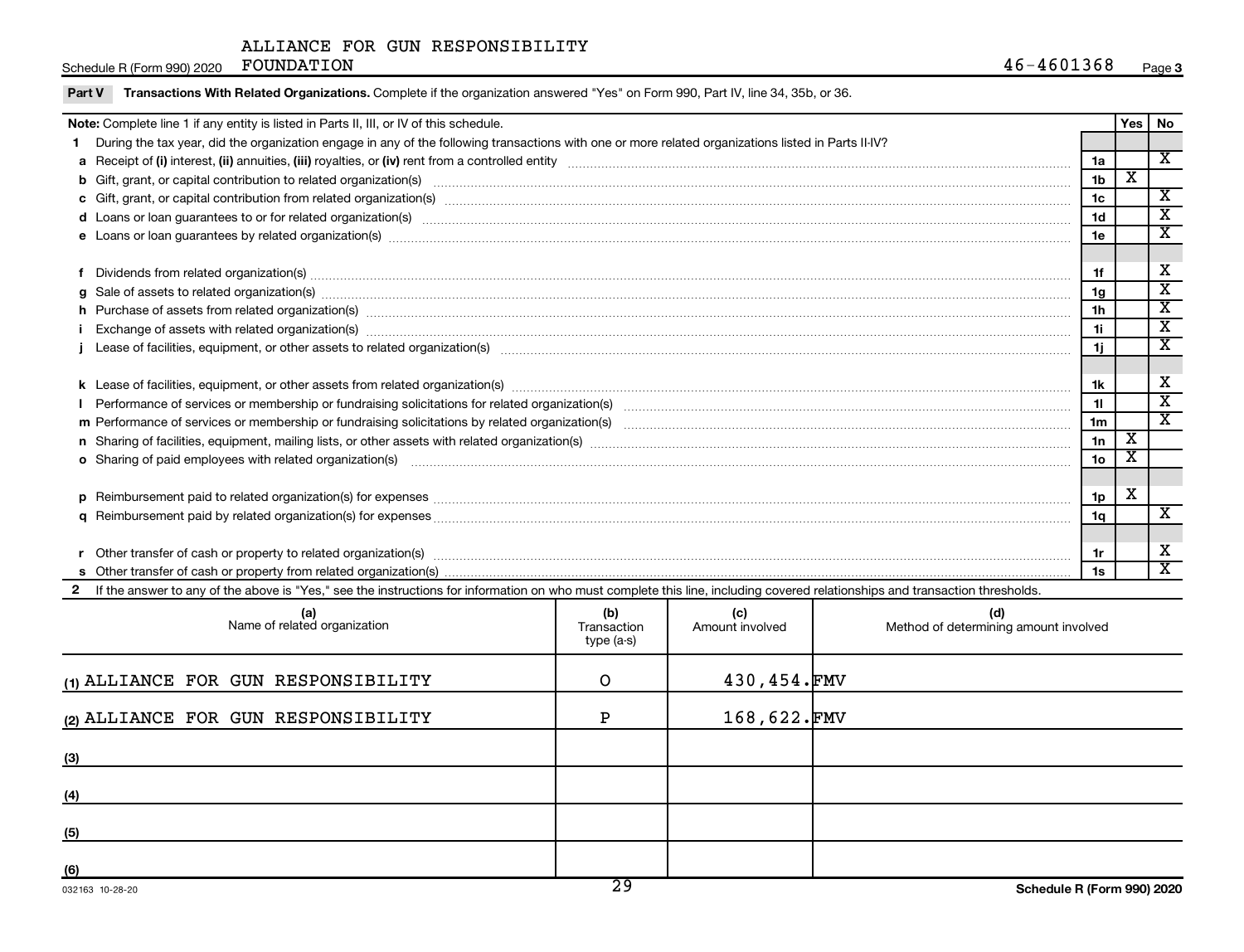Schedule R (Form 990) 2020 ALLIANCE FOR GUN RESPONSIBILITY FOUNDATION 46-4601368 Page 3

**Part V Transactions With Related Organizations.** Complete if the organization answered "Yes" on Form 990, Part IV, line 34, 35b, or 36.

| Note: Complete line 1 if any entity is listed in Parts II, III, or IV of this schedule. | | Yes | No |
|---|---|---|---|
| **1** During the tax year, did the organization engage in any of the following transactions with one or more related organizations listed in Parts II-IV? | | | |
| **a** Receipt of **(i)** interest, **(ii)** annuities, **(iii)** royalties, or **(iv)** rent from a controlled entity | 1a | | X |
| **b** Gift, grant, or capital contribution to related organization(s) | 1b | X | |
| **c** Gift, grant, or capital contribution from related organization(s) | 1c | | X |
| **d** Loans or loan guarantees to or for related organization(s) | 1d | | X |
| **e** Loans or loan guarantees by related organization(s) | 1e | | X |
| **f** Dividends from related organization(s) | 1f | | X |
| **g** Sale of assets to related organization(s) | 1g | | X |
| **h** Purchase of assets from related organization(s) | 1h | | X |
| **i** Exchange of assets with related organization(s) | 1i | | X |
| **j** Lease of facilities, equipment, or other assets to related organization(s) | 1j | | X |
| **k** Lease of facilities, equipment, or other assets from related organization(s) | 1k | | X |
| **l** Performance of services or membership or fundraising solicitations for related organization(s) | 1l | | X |
| **m** Performance of services or membership or fundraising solicitations by related organization(s) | 1m | | X |
| **n** Sharing of facilities, equipment, mailing lists, or other assets with related organization(s) | 1n | X | |
| **o** Sharing of paid employees with related organization(s) | 1o | X | |
| **p** Reimbursement paid to related organization(s) for expenses | 1p | X | |
| **q** Reimbursement paid by related organization(s) for expenses | 1q | | X |
| **r** Other transfer of cash or property to related organization(s) | 1r | | X |
| **s** Other transfer of cash or property from related organization(s) | 1s | | X |

**2** If the answer to any of the above is "Yes," see the instructions for information on who must complete this line, including covered relationships and transaction thresholds.

| (a) Name of related organization | (b) Transaction type (a-s) | (c) Amount involved | (d) Method of determining amount involved |
|---|---|---|---|
| (1) ALLIANCE FOR GUN RESPONSIBILITY | O | 430,454. | FMV |
| (2) ALLIANCE FOR GUN RESPONSIBILITY | P | 168,622. | FMV |
| (3) | | | |
| (4) | | | |
| (5) | | | |
| (6) | | | |

032163 10-28-20 Schedule R (Form 990) 2020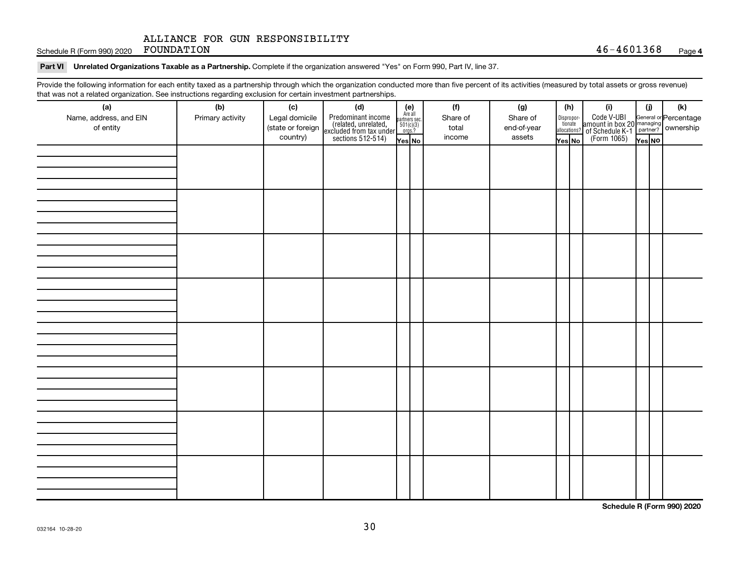ALLIANCE FOR GUN RESPONSIBILITY FOUNDATION 46-4601368

Schedule R (Form 990) 2020

**Part VI Unrelated Organizations Taxable as a Partnership.** Complete if the organization answered "Yes" on Form 990, Part IV, line 37.

Provide the following information for each entity taxed as a partnership through which the organization conducted more than five percent of its activities (measured by total assets or gross revenue) that was not a related organization. See instructions regarding exclusion for certain investment partnerships.

| (a) Name, address, and EIN of entity | (b) Primary activity | (c) Legal domicile (state or foreign country) | (d) Predominant income (related, unrelated, excluded from tax under sections 512-514) | (e) Are all partners sec. 501(c)(3) orgs.? | | (f) Share of total income | (g) Share of end-of-year assets | (h) Disproportionate allocations? | | (i) Code V-UBI amount in box 20 of Schedule K-1 (Form 1065) | (j) General or managing partner? | | (k) Percentage ownership |
|---|---|---|---|---|---|---|---|---|---|---|---|---|---|
| | | | | Yes | No | | | Yes | No | | Yes | No | |
| | | | | | | | | | | | | | |
| | | | | | | | | | | | | | |
| | | | | | | | | | | | | | |
| | | | | | | | | | | | | | |
| | | | | | | | | | | | | | |
| | | | | | | | | | | | | | |
| | | | | | | | | | | | | | |
| | | | | | | | | | | | | | |

**Schedule R (Form 990) 2020**

032164 10-28-20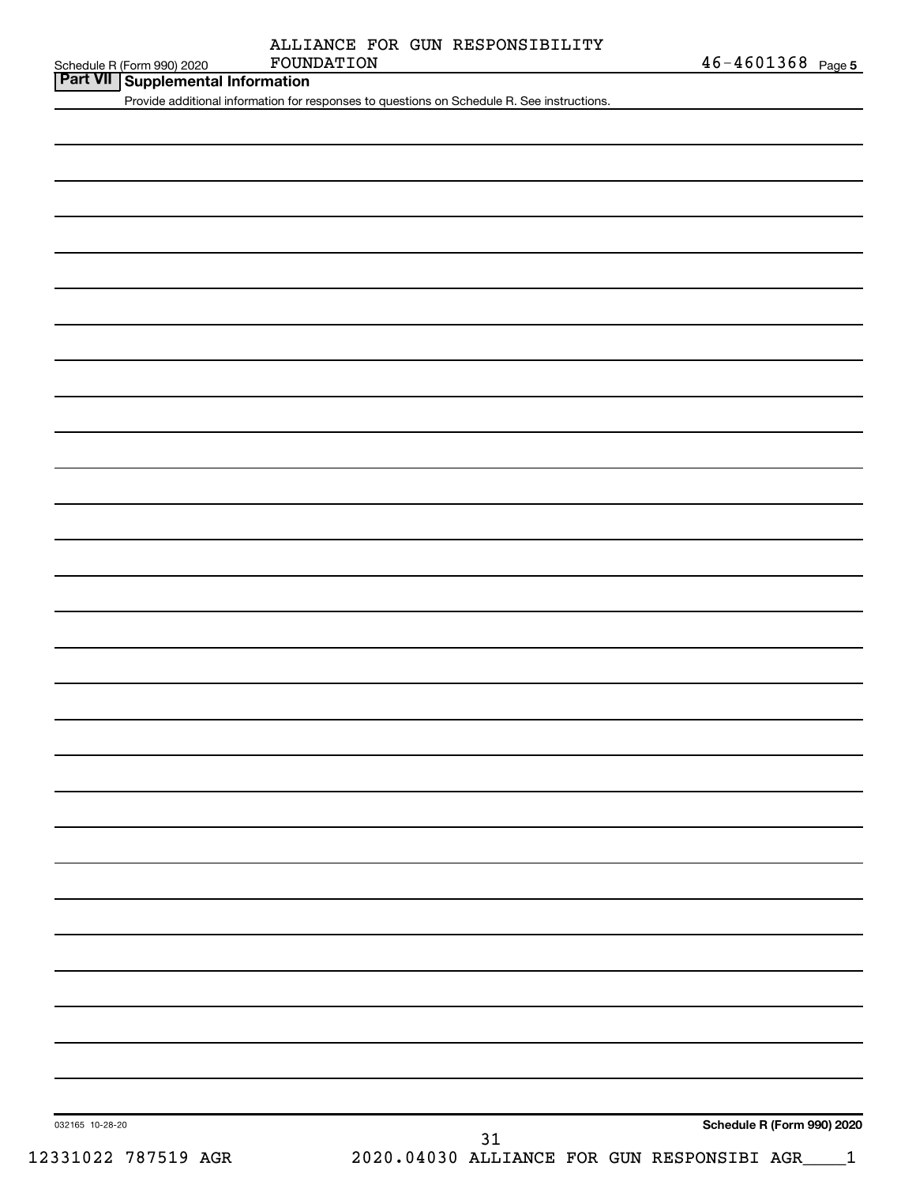Schedule R (Form 990) 2020 ALLIANCE FOR GUN RESPONSIBILITY FOUNDATION 46-4601368 Page **5**

## Part VII Supplemental Information

Provide additional information for responses to questions on Schedule R. See instructions.

032165 10-28-20 **Schedule R (Form 990) 2020**

12331022 787519 AGR 2020.04030 ALLIANCE FOR GUN RESPONSIBI AGR____1